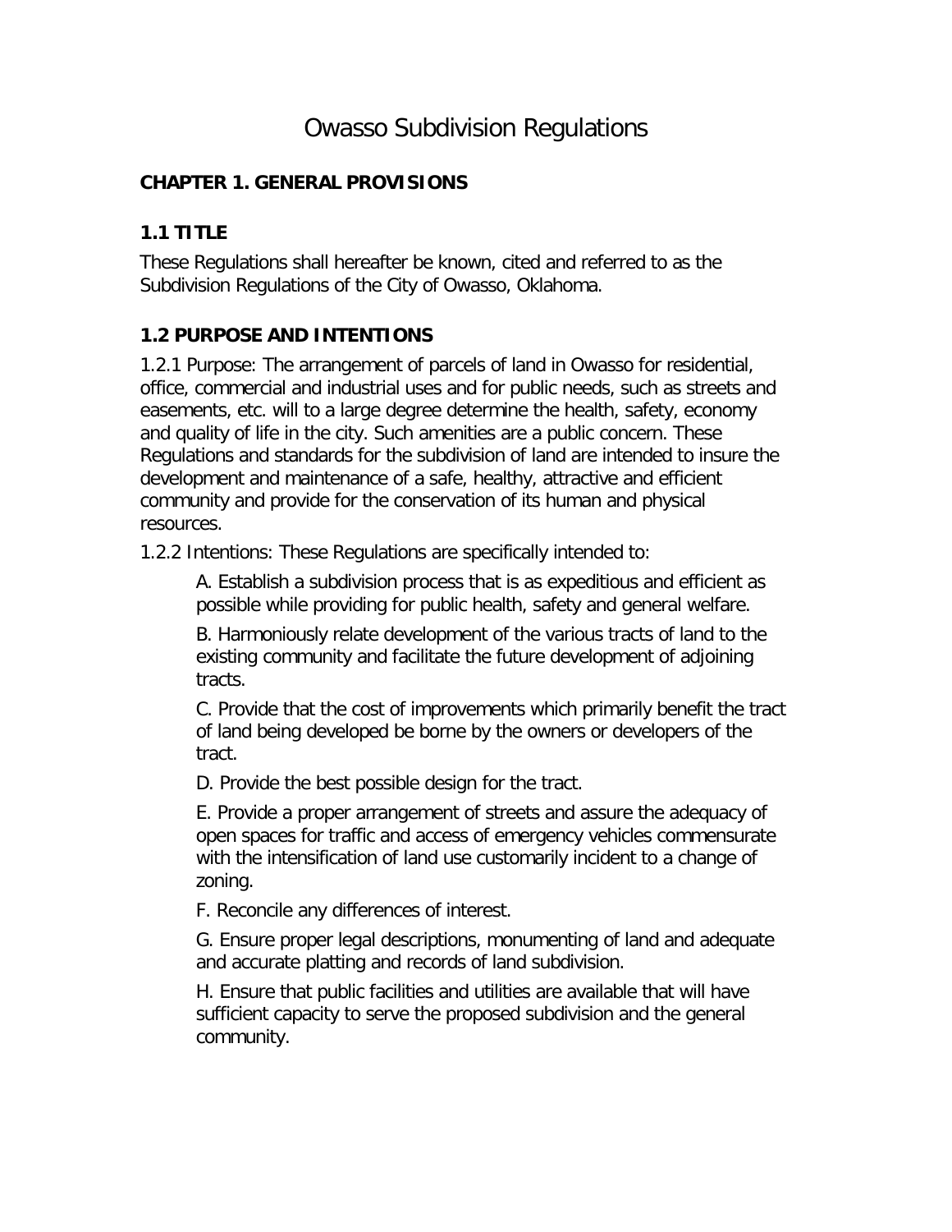# Owasso Subdivision Regulations

## CHAPTER 1. GENERAL PROVISIONS

### 1.1 TITLE

These Regulations shall hereafter be known, cited and referred to as the Subdivision Regulations of the City of Owasso, Oklahoma.

### 1.2 PURPOSE AND INTENTIONS

1.2.1 Purpose: The arrangement of parcels of land in Owasso for residential, office, commercial and industrial uses and for public needs, such as streets and easements, etc. will to a large degree determine the health, safety, economy and quality of life in the city. Such amenities are a public concern. These Regulations and standards for the subdivision of land are intended to insure the development and maintenance of a safe, healthy, attractive and efficient community and provide for the conservation of its human and physical resources.

1.2.2 Intentions: These Regulations are specifically intended to:

A. Establish a subdivision process that is as expeditious and efficient as possible while providing for public health, safety and general welfare.

B. Harmoniously relate development of the various tracts of land to the existing community and facilitate the future development of adjoining tracts.

C. Provide that the cost of improvements which primarily benefit the tract of land being developed be borne by the owners or developers of the tract.

D. Provide the best possible design for the tract.

E. Provide a proper arrangement of streets and assure the adequacy of open spaces for traffic and access of emergency vehicles commensurate with the intensification of land use customarily incident to a change of zoning.

F. Reconcile any differences of interest.

G. Ensure proper legal descriptions, monumenting of land and adequate and accurate platting and records of land subdivision.

H. Ensure that public facilities and utilities are available that will have sufficient capacity to serve the proposed subdivision and the general community.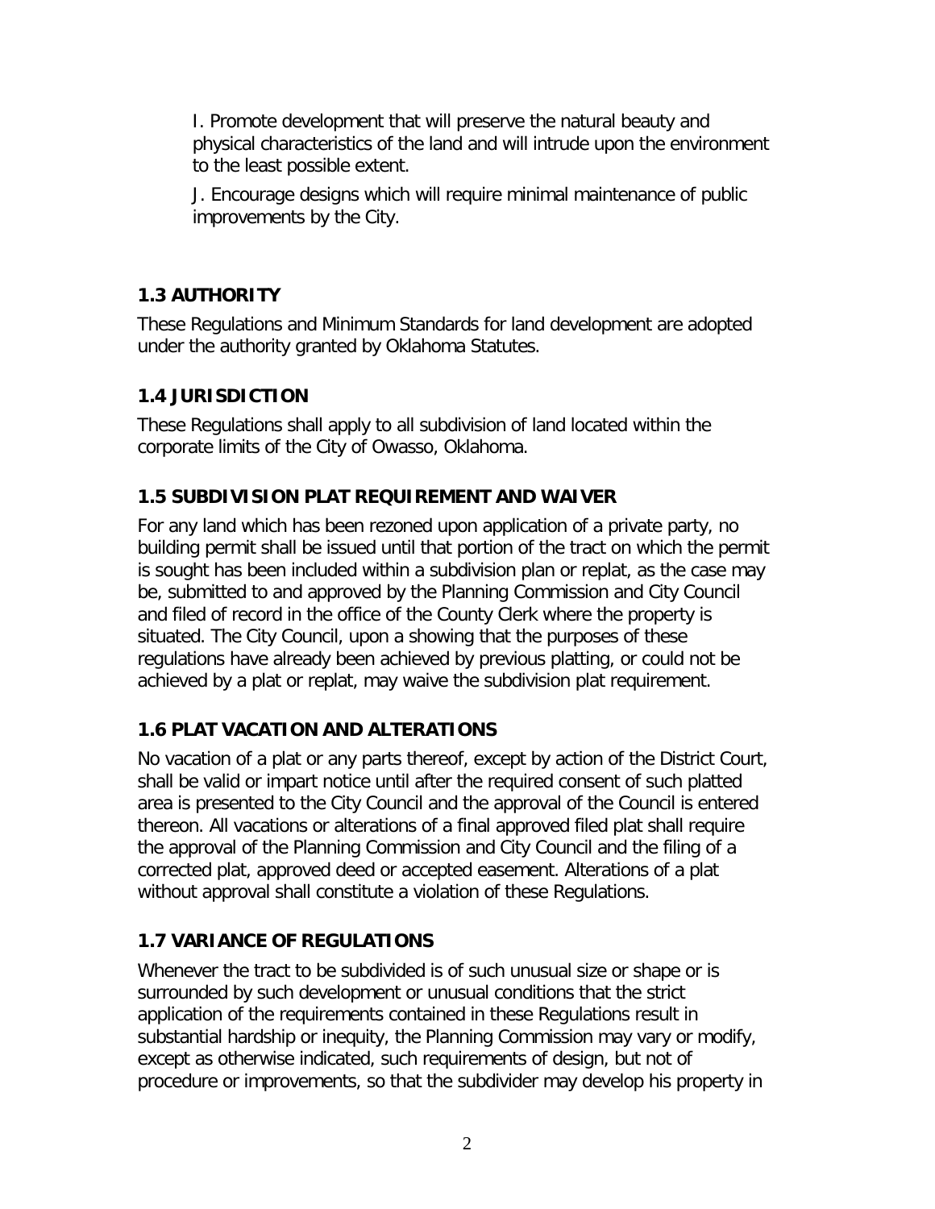I. Promote development that will preserve the natural beauty and physical characteristics of the land and will intrude upon the environment to the least possible extent.

J. Encourage designs which will require minimal maintenance of public improvements by the City.

### 1.3 AUTHORITY

These Regulations and Minimum Standards for land development are adopted under the authority granted by Oklahoma Statutes.

### 1.4 JURISDICTION

These Regulations shall apply to all subdivision of land located within the corporate limits of the City of Owasso, Oklahoma.

### 1.5 SUBDIVISION PLAT REQUIREMENT AND WAIVER

For any land which has been rezoned upon application of a private party, no building permit shall be issued until that portion of the tract on which the permit is sought has been included within a subdivision plan or replat, as the case may be, submitted to and approved by the Planning Commission and City Council and filed of record in the office of the County Clerk where the property is situated. The City Council, upon a showing that the purposes of these regulations have already been achieved by previous platting, or could not be achieved by a plat or replat, may waive the subdivision plat requirement.

### 1.6 PLAT VACATION AND ALTERATIONS

No vacation of a plat or any parts thereof, except by action of the District Court, shall be valid or impart notice until after the required consent of such platted area is presented to the City Council and the approval of the Council is entered thereon. All vacations or alterations of a final approved filed plat shall require the approval of the Planning Commission and City Council and the filing of a corrected plat, approved deed or accepted easement. Alterations of a plat without approval shall constitute a violation of these Regulations.

### 1.7 VARIANCE OF REGULATIONS

Whenever the tract to be subdivided is of such unusual size or shape or is surrounded by such development or unusual conditions that the strict application of the requirements contained in these Regulations result in substantial hardship or inequity, the Planning Commission may vary or modify, except as otherwise indicated, such requirements of design, but not of procedure or improvements, so that the subdivider may develop his property in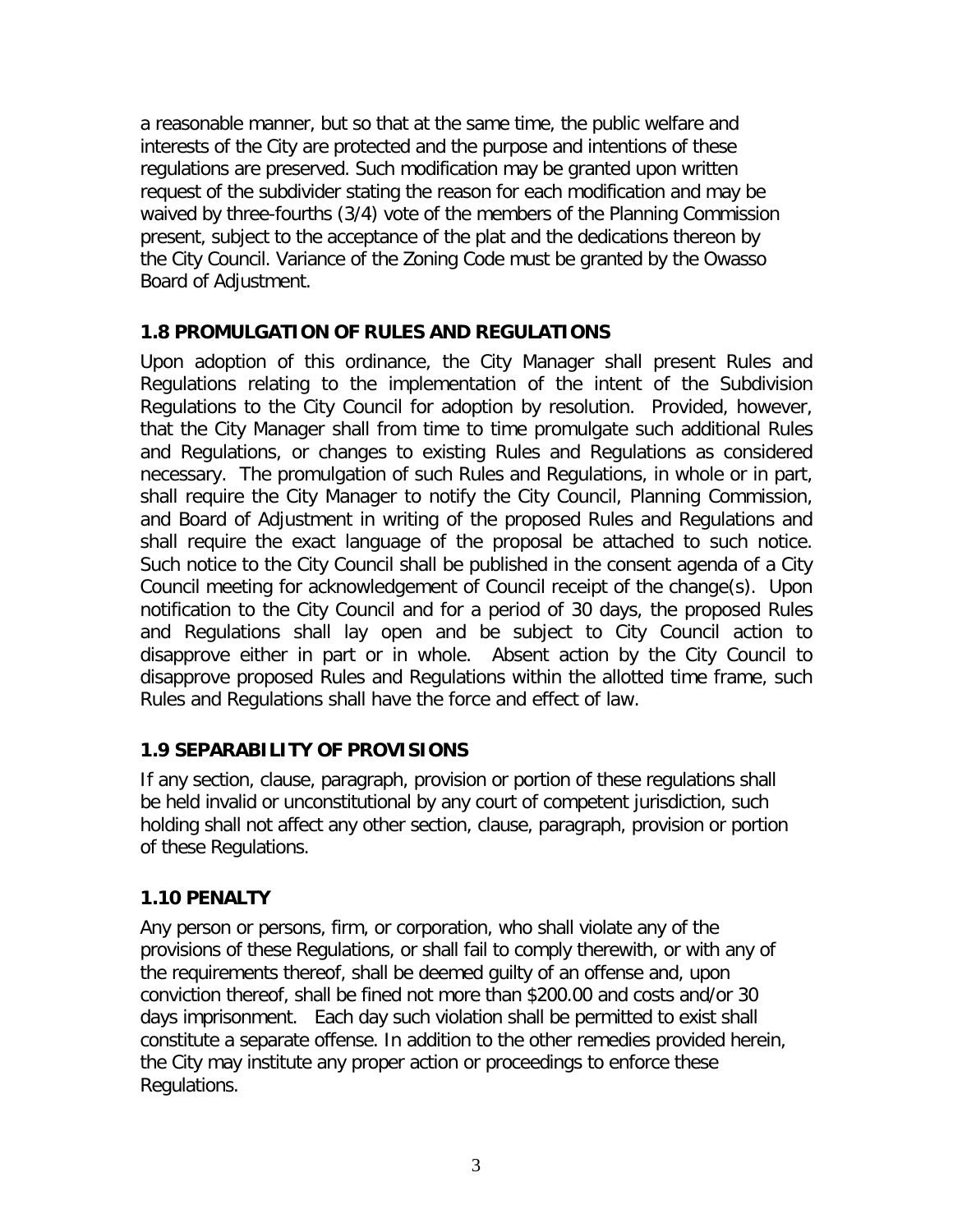a reasonable manner, but so that at the same time, the public welfare and interests of the City are protected and the purpose and intentions of these regulations are preserved. Such modification may be granted upon written request of the subdivider stating the reason for each modification and may be waived by three-fourths (3/4) vote of the members of the Planning Commission present, subject to the acceptance of the plat and the dedications thereon by the City Council. Variance of the Zoning Code must be granted by the Owasso Board of Adjustment.

## 1.8 PROMULGATION OF RULES AND REGULATIONS

Upon adoption of this ordinance, the City Manager shall present Rules and Regulations relating to the implementation of the intent of the Subdivision Regulations to the City Council for adoption by resolution. Provided, however, that the City Manager shall from time to time promulgate such additional Rules and Regulations, or changes to existing Rules and Regulations as considered necessary. The promulgation of such Rules and Regulations, in whole or in part, shall require the City Manager to notify the City Council, Planning Commission, and Board of Adjustment in writing of the proposed Rules and Regulations and shall require the exact language of the proposal be attached to such notice. Such notice to the City Council shall be published in the consent agenda of a City Council meeting for acknowledgement of Council receipt of the change(s). Upon notification to the City Council and for a period of 30 days, the proposed Rules and Regulations shall lay open and be subject to City Council action to disapprove either in part or in whole. Absent action by the City Council to disapprove proposed Rules and Regulations within the allotted time frame, such Rules and Regulations shall have the force and effect of law.

## 1.9 SEPARABILITY OF PROVISIONS

If any section, clause, paragraph, provision or portion of these regulations shall be held invalid or unconstitutional by any court of competent jurisdiction, such holding shall not affect any other section, clause, paragraph, provision or portion of these Regulations.

## 1.10 PENALTY

Any person or persons, firm, or corporation, who shall violate any of the provisions of these Regulations, or shall fail to comply therewith, or with any of the requirements thereof, shall be deemed guilty of an offense and, upon conviction thereof, shall be fined not more than $200.00 and costs and/or 30 days imprisonment. Each day such violation shall be permitted to exist shall constitute a separate offense. In addition to the other remedies provided herein, the City may institute any proper action or proceedings to enforce these Regulations.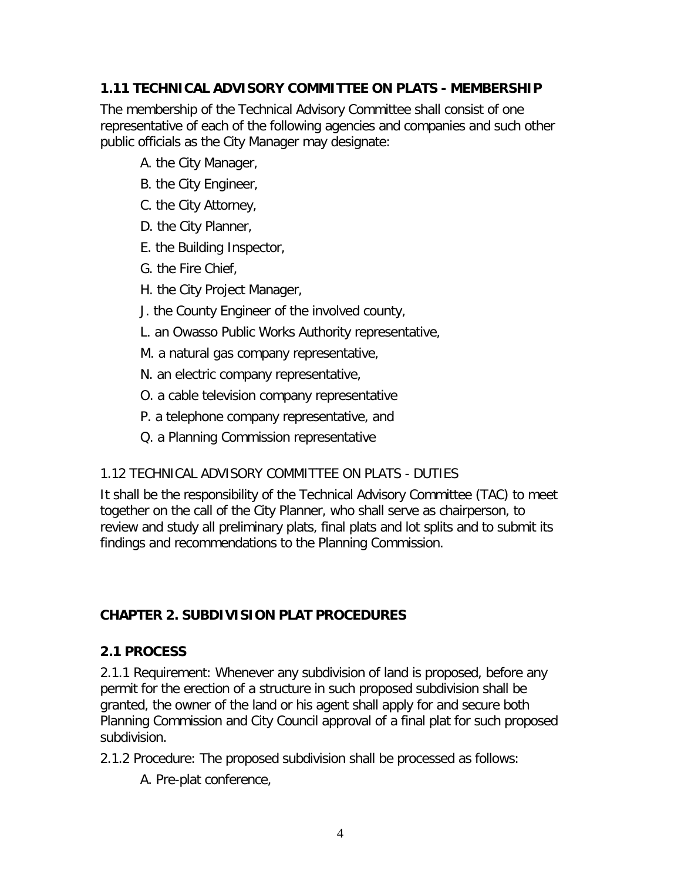### 1.11 TECHNICAL ADVISORY COMMITTEE ON PLATS - MEMBERSHIP

The membership of the Technical Advisory Committee shall consist of one representative of each of the following agencies and companies and such other public officials as the City Manager may designate:

A. the City Manager,

B. the City Engineer,

C. the City Attorney,

D. the City Planner,

E. the Building Inspector,

G. the Fire Chief,

H. the City Project Manager,

J. the County Engineer of the involved county,

L. an Owasso Public Works Authority representative,

M. a natural gas company representative,

N. an electric company representative,

O. a cable television company representative

P. a telephone company representative, and

Q. a Planning Commission representative

### 1.12 TECHNICAL ADVISORY COMMITTEE ON PLATS - DUTIES

It shall be the responsibility of the Technical Advisory Committee (TAC) to meet together on the call of the City Planner, who shall serve as chairperson, to review and study all preliminary plats, final plats and lot splits and to submit its findings and recommendations to the Planning Commission.

## CHAPTER 2. SUBDIVISION PLAT PROCEDURES

### 2.1 PROCESS

2.1.1 Requirement: Whenever any subdivision of land is proposed, before any permit for the erection of a structure in such proposed subdivision shall be granted, the owner of the land or his agent shall apply for and secure both Planning Commission and City Council approval of a final plat for such proposed subdivision.

2.1.2 Procedure: The proposed subdivision shall be processed as follows:

A. Pre-plat conference,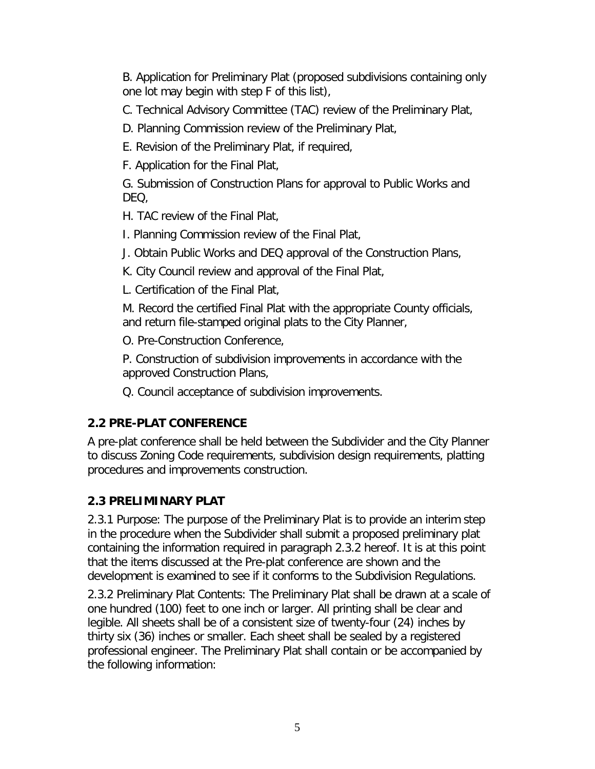B. Application for Preliminary Plat (proposed subdivisions containing only one lot may begin with step F of this list),

C. Technical Advisory Committee (TAC) review of the Preliminary Plat,

D. Planning Commission review of the Preliminary Plat,

E. Revision of the Preliminary Plat, if required,

F. Application for the Final Plat,

G. Submission of Construction Plans for approval to Public Works and DEQ,

H. TAC review of the Final Plat,

I. Planning Commission review of the Final Plat,

J. Obtain Public Works and DEQ approval of the Construction Plans,

K. City Council review and approval of the Final Plat,

L. Certification of the Final Plat,

M. Record the certified Final Plat with the appropriate County officials, and return file-stamped original plats to the City Planner,

O. Pre-Construction Conference,

P. Construction of subdivision improvements in accordance with the approved Construction Plans,

Q. Council acceptance of subdivision improvements.

## 2.2 PRE-PLAT CONFERENCE

A pre-plat conference shall be held between the Subdivider and the City Planner to discuss Zoning Code requirements, subdivision design requirements, platting procedures and improvements construction.

## 2.3 PRELIMINARY PLAT

2.3.1 Purpose: The purpose of the Preliminary Plat is to provide an interim step in the procedure when the Subdivider shall submit a proposed preliminary plat containing the information required in paragraph 2.3.2 hereof. It is at this point that the items discussed at the Pre-plat conference are shown and the development is examined to see if it conforms to the Subdivision Regulations.

2.3.2 Preliminary Plat Contents: The Preliminary Plat shall be drawn at a scale of one hundred (100) feet to one inch or larger. All printing shall be clear and legible. All sheets shall be of a consistent size of twenty-four (24) inches by thirty six (36) inches or smaller. Each sheet shall be sealed by a registered professional engineer. The Preliminary Plat shall contain or be accompanied by the following information: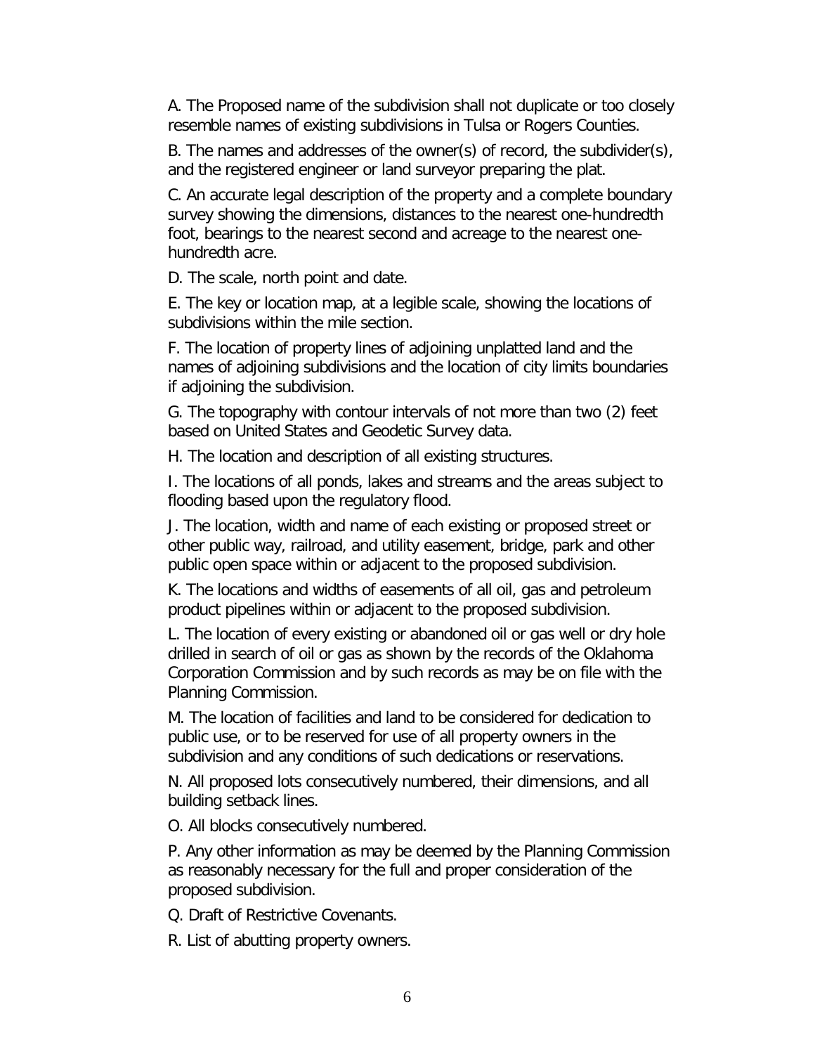A. The Proposed name of the subdivision shall not duplicate or too closely resemble names of existing subdivisions in Tulsa or Rogers Counties.

B. The names and addresses of the owner(s) of record, the subdivider(s), and the registered engineer or land surveyor preparing the plat.

C. An accurate legal description of the property and a complete boundary survey showing the dimensions, distances to the nearest one-hundredth foot, bearings to the nearest second and acreage to the nearest one-hundredth acre.

D. The scale, north point and date.

E. The key or location map, at a legible scale, showing the locations of subdivisions within the mile section.

F. The location of property lines of adjoining unplatted land and the names of adjoining subdivisions and the location of city limits boundaries if adjoining the subdivision.

G. The topography with contour intervals of not more than two (2) feet based on United States and Geodetic Survey data.

H. The location and description of all existing structures.

I. The locations of all ponds, lakes and streams and the areas subject to flooding based upon the regulatory flood.

J. The location, width and name of each existing or proposed street or other public way, railroad, and utility easement, bridge, park and other public open space within or adjacent to the proposed subdivision.

K. The locations and widths of easements of all oil, gas and petroleum product pipelines within or adjacent to the proposed subdivision.

L. The location of every existing or abandoned oil or gas well or dry hole drilled in search of oil or gas as shown by the records of the Oklahoma Corporation Commission and by such records as may be on file with the Planning Commission.

M. The location of facilities and land to be considered for dedication to public use, or to be reserved for use of all property owners in the subdivision and any conditions of such dedications or reservations.

N. All proposed lots consecutively numbered, their dimensions, and all building setback lines.

O. All blocks consecutively numbered.

P. Any other information as may be deemed by the Planning Commission as reasonably necessary for the full and proper consideration of the proposed subdivision.

Q. Draft of Restrictive Covenants.

R. List of abutting property owners.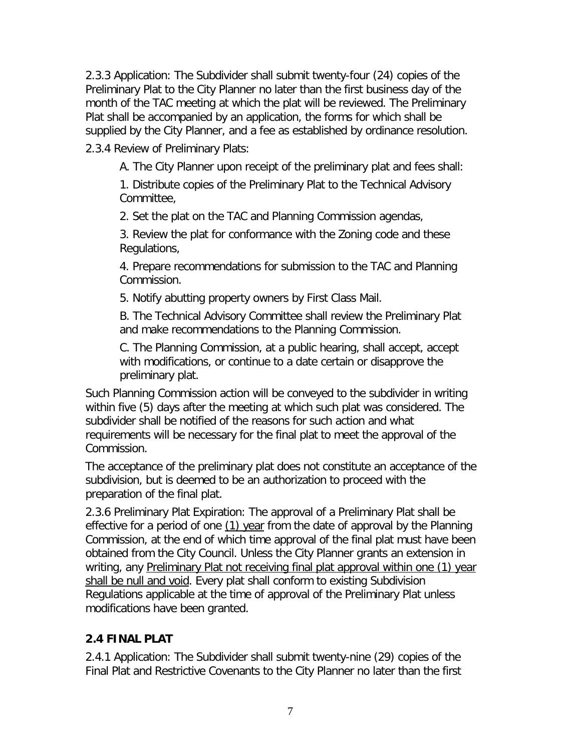2.3.3 Application: The Subdivider shall submit twenty-four (24) copies of the Preliminary Plat to the City Planner no later than the first business day of the month of the TAC meeting at which the plat will be reviewed. The Preliminary Plat shall be accompanied by an application, the forms for which shall be supplied by the City Planner, and a fee as established by ordinance resolution.

2.3.4 Review of Preliminary Plats:

A. The City Planner upon receipt of the preliminary plat and fees shall:

1. Distribute copies of the Preliminary Plat to the Technical Advisory Committee,

2. Set the plat on the TAC and Planning Commission agendas,

3. Review the plat for conformance with the Zoning code and these Regulations,

4. Prepare recommendations for submission to the TAC and Planning Commission.

5. Notify abutting property owners by First Class Mail.

B. The Technical Advisory Committee shall review the Preliminary Plat and make recommendations to the Planning Commission.

C. The Planning Commission, at a public hearing, shall accept, accept with modifications, or continue to a date certain or disapprove the preliminary plat.

Such Planning Commission action will be conveyed to the subdivider in writing within five (5) days after the meeting at which such plat was considered. The subdivider shall be notified of the reasons for such action and what requirements will be necessary for the final plat to meet the approval of the Commission.

The acceptance of the preliminary plat does not constitute an acceptance of the subdivision, but is deemed to be an authorization to proceed with the preparation of the final plat.

2.3.6 Preliminary Plat Expiration: The approval of a Preliminary Plat shall be effective for a period of one (1) year from the date of approval by the Planning Commission, at the end of which time approval of the final plat must have been obtained from the City Council. Unless the City Planner grants an extension in writing, any Preliminary Plat not receiving final plat approval within one (1) year shall be null and void. Every plat shall conform to existing Subdivision Regulations applicable at the time of approval of the Preliminary Plat unless modifications have been granted.

## 2.4 FINAL PLAT

2.4.1 Application: The Subdivider shall submit twenty-nine (29) copies of the Final Plat and Restrictive Covenants to the City Planner no later than the first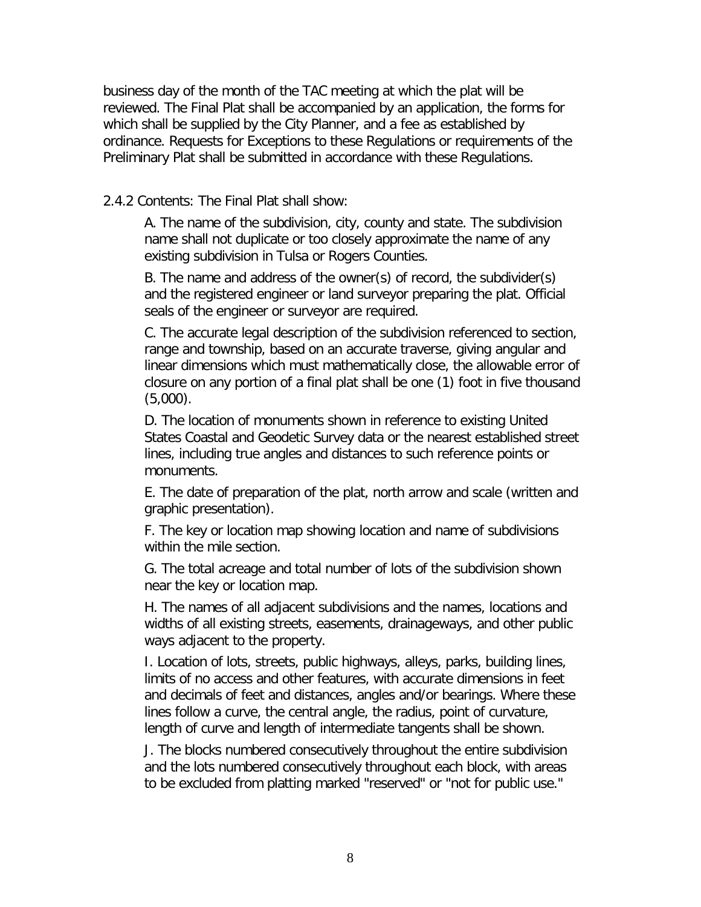business day of the month of the TAC meeting at which the plat will be reviewed. The Final Plat shall be accompanied by an application, the forms for which shall be supplied by the City Planner, and a fee as established by ordinance. Requests for Exceptions to these Regulations or requirements of the Preliminary Plat shall be submitted in accordance with these Regulations.

2.4.2 Contents: The Final Plat shall show:

A. The name of the subdivision, city, county and state. The subdivision name shall not duplicate or too closely approximate the name of any existing subdivision in Tulsa or Rogers Counties.

B. The name and address of the owner(s) of record, the subdivider(s) and the registered engineer or land surveyor preparing the plat. Official seals of the engineer or surveyor are required.

C. The accurate legal description of the subdivision referenced to section, range and township, based on an accurate traverse, giving angular and linear dimensions which must mathematically close, the allowable error of closure on any portion of a final plat shall be one (1) foot in five thousand (5,000).

D. The location of monuments shown in reference to existing United States Coastal and Geodetic Survey data or the nearest established street lines, including true angles and distances to such reference points or monuments.

E. The date of preparation of the plat, north arrow and scale (written and graphic presentation).

F. The key or location map showing location and name of subdivisions within the mile section.

G. The total acreage and total number of lots of the subdivision shown near the key or location map.

H. The names of all adjacent subdivisions and the names, locations and widths of all existing streets, easements, drainageways, and other public ways adjacent to the property.

I. Location of lots, streets, public highways, alleys, parks, building lines, limits of no access and other features, with accurate dimensions in feet and decimals of feet and distances, angles and/or bearings. Where these lines follow a curve, the central angle, the radius, point of curvature, length of curve and length of intermediate tangents shall be shown.

J. The blocks numbered consecutively throughout the entire subdivision and the lots numbered consecutively throughout each block, with areas to be excluded from platting marked "reserved" or "not for public use."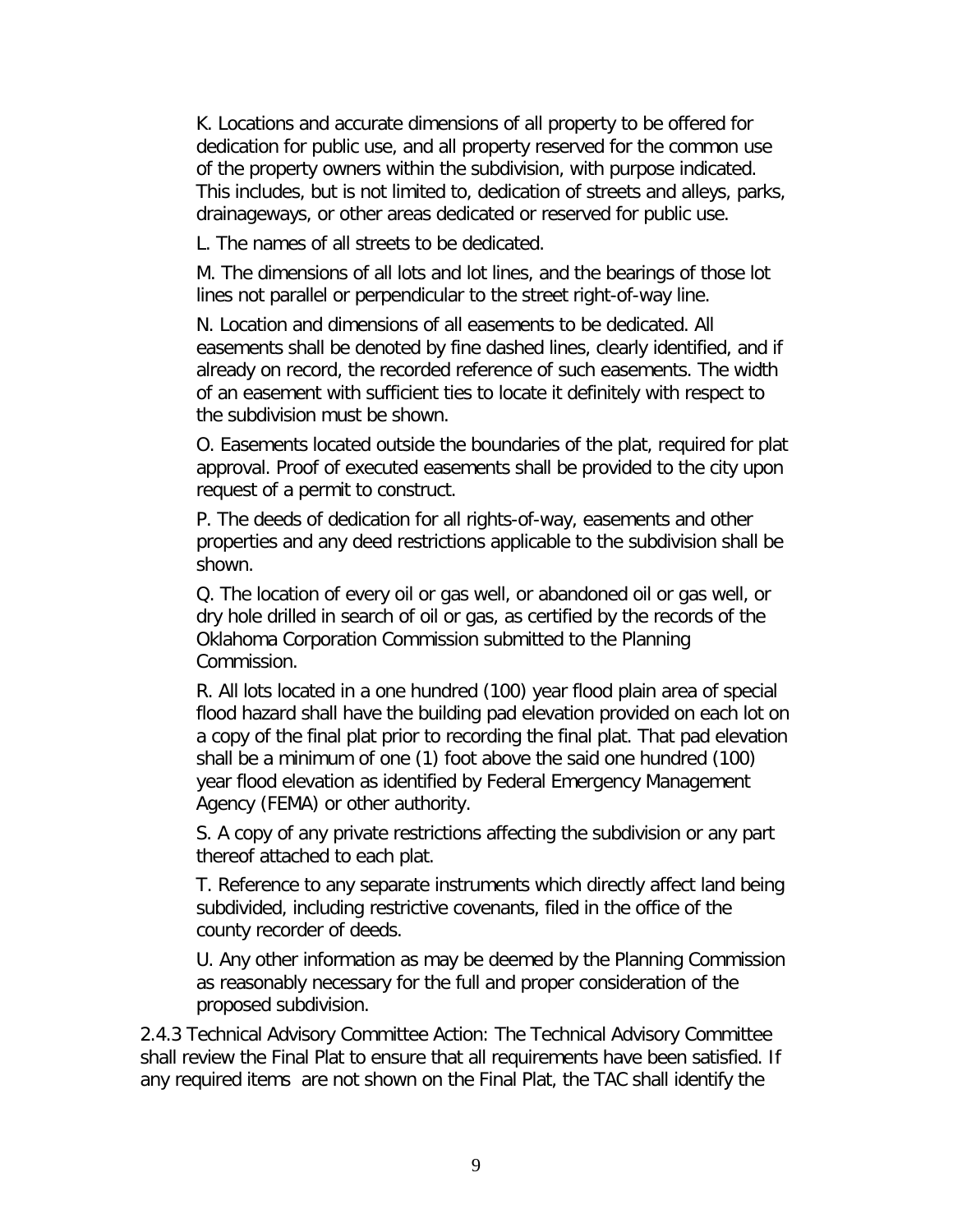K. Locations and accurate dimensions of all property to be offered for dedication for public use, and all property reserved for the common use of the property owners within the subdivision, with purpose indicated. This includes, but is not limited to, dedication of streets and alleys, parks, drainageways, or other areas dedicated or reserved for public use.

L. The names of all streets to be dedicated.

M. The dimensions of all lots and lot lines, and the bearings of those lot lines not parallel or perpendicular to the street right-of-way line.

N. Location and dimensions of all easements to be dedicated. All easements shall be denoted by fine dashed lines, clearly identified, and if already on record, the recorded reference of such easements. The width of an easement with sufficient ties to locate it definitely with respect to the subdivision must be shown.

O. Easements located outside the boundaries of the plat, required for plat approval. Proof of executed easements shall be provided to the city upon request of a permit to construct.

P. The deeds of dedication for all rights-of-way, easements and other properties and any deed restrictions applicable to the subdivision shall be shown.

Q. The location of every oil or gas well, or abandoned oil or gas well, or dry hole drilled in search of oil or gas, as certified by the records of the Oklahoma Corporation Commission submitted to the Planning Commission.

R. All lots located in a one hundred (100) year flood plain area of special flood hazard shall have the building pad elevation provided on each lot on a copy of the final plat prior to recording the final plat. That pad elevation shall be a minimum of one (1) foot above the said one hundred (100) year flood elevation as identified by Federal Emergency Management Agency (FEMA) or other authority.

S. A copy of any private restrictions affecting the subdivision or any part thereof attached to each plat.

T. Reference to any separate instruments which directly affect land being subdivided, including restrictive covenants, filed in the office of the county recorder of deeds.

U. Any other information as may be deemed by the Planning Commission as reasonably necessary for the full and proper consideration of the proposed subdivision.

2.4.3 Technical Advisory Committee Action: The Technical Advisory Committee shall review the Final Plat to ensure that all requirements have been satisfied. If any required items are not shown on the Final Plat, the TAC shall identify the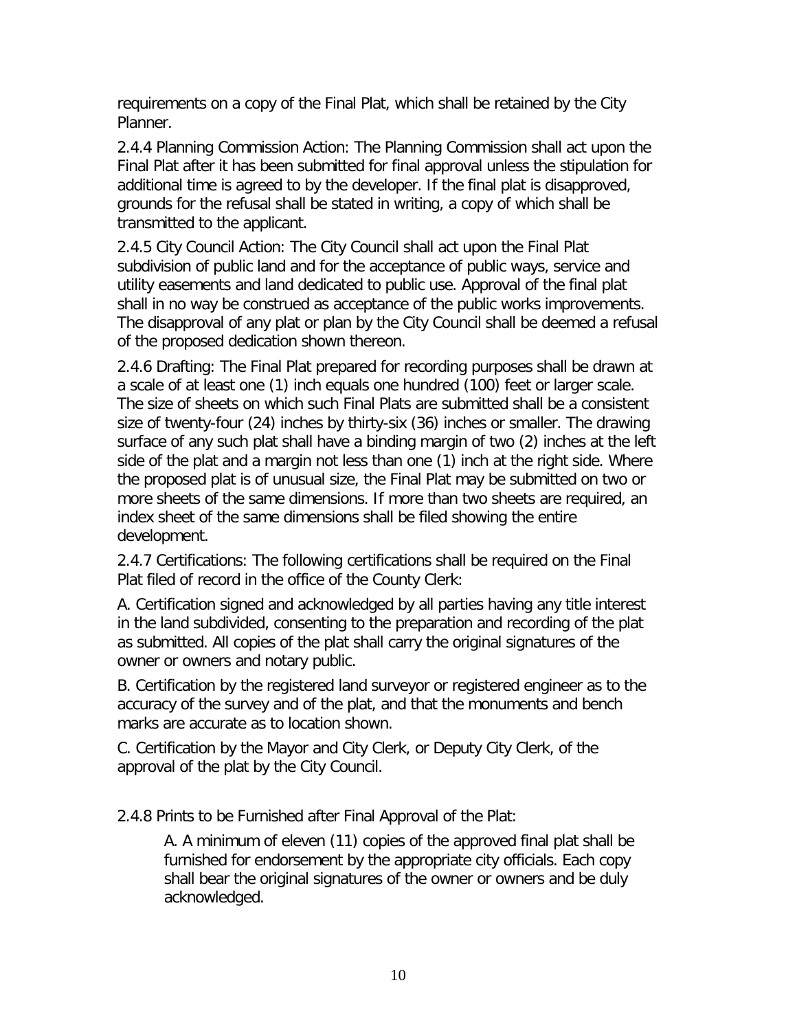requirements on a copy of the Final Plat, which shall be retained by the City Planner.

2.4.4 Planning Commission Action: The Planning Commission shall act upon the Final Plat after it has been submitted for final approval unless the stipulation for additional time is agreed to by the developer. If the final plat is disapproved, grounds for the refusal shall be stated in writing, a copy of which shall be transmitted to the applicant.

2.4.5 City Council Action: The City Council shall act upon the Final Plat subdivision of public land and for the acceptance of public ways, service and utility easements and land dedicated to public use. Approval of the final plat shall in no way be construed as acceptance of the public works improvements. The disapproval of any plat or plan by the City Council shall be deemed a refusal of the proposed dedication shown thereon.

2.4.6 Drafting: The Final Plat prepared for recording purposes shall be drawn at a scale of at least one (1) inch equals one hundred (100) feet or larger scale. The size of sheets on which such Final Plats are submitted shall be a consistent size of twenty-four (24) inches by thirty-six (36) inches or smaller. The drawing surface of any such plat shall have a binding margin of two (2) inches at the left side of the plat and a margin not less than one (1) inch at the right side. Where the proposed plat is of unusual size, the Final Plat may be submitted on two or more sheets of the same dimensions. If more than two sheets are required, an index sheet of the same dimensions shall be filed showing the entire development.

2.4.7 Certifications: The following certifications shall be required on the Final Plat filed of record in the office of the County Clerk:

A. Certification signed and acknowledged by all parties having any title interest in the land subdivided, consenting to the preparation and recording of the plat as submitted. All copies of the plat shall carry the original signatures of the owner or owners and notary public.

B. Certification by the registered land surveyor or registered engineer as to the accuracy of the survey and of the plat, and that the monuments and bench marks are accurate as to location shown.

C. Certification by the Mayor and City Clerk, or Deputy City Clerk, of the approval of the plat by the City Council.

2.4.8 Prints to be Furnished after Final Approval of the Plat:

A. A minimum of eleven (11) copies of the approved final plat shall be furnished for endorsement by the appropriate city officials. Each copy shall bear the original signatures of the owner or owners and be duly acknowledged.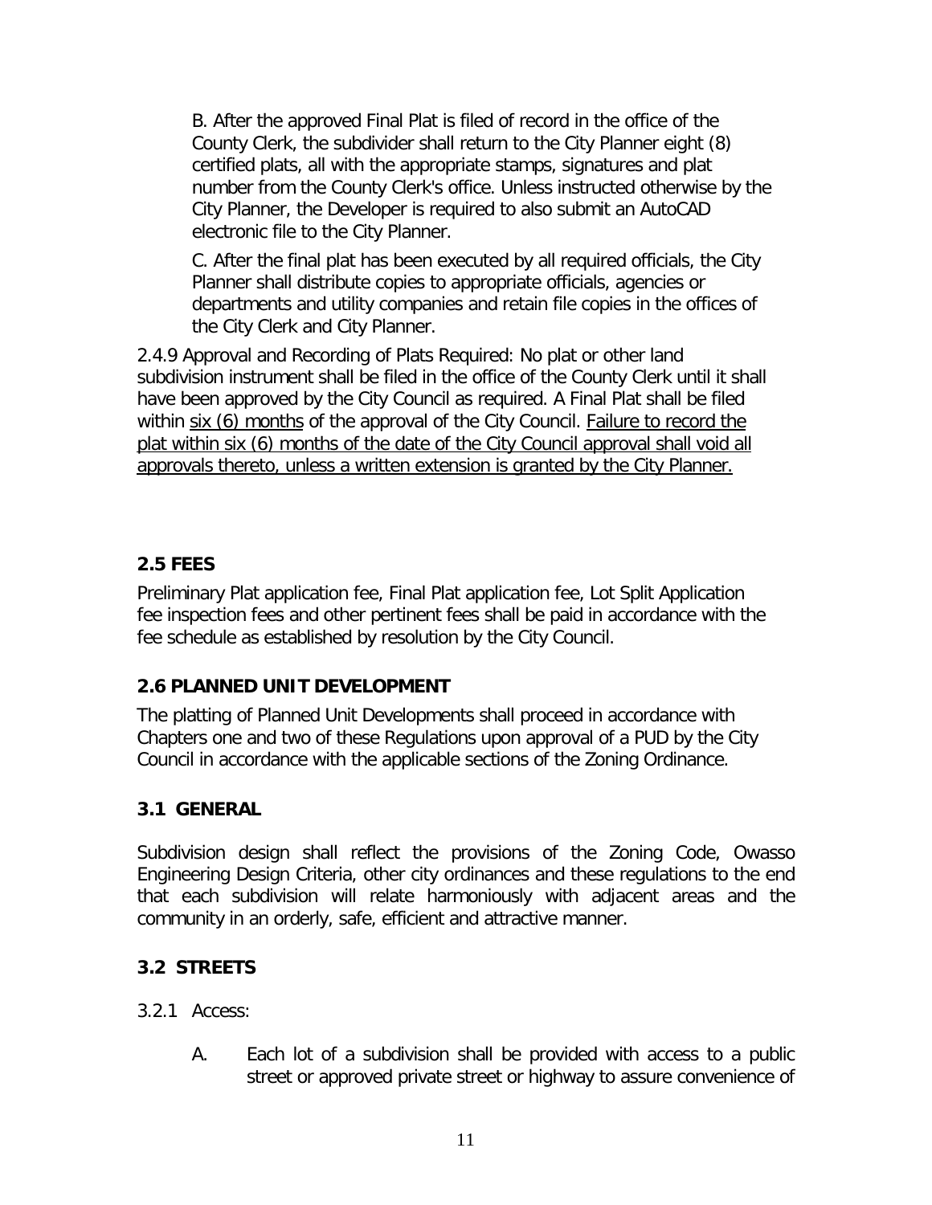B. After the approved Final Plat is filed of record in the office of the County Clerk, the subdivider shall return to the City Planner eight (8) certified plats, all with the appropriate stamps, signatures and plat number from the County Clerk's office. Unless instructed otherwise by the City Planner, the Developer is required to also submit an AutoCAD electronic file to the City Planner.

C. After the final plat has been executed by all required officials, the City Planner shall distribute copies to appropriate officials, agencies or departments and utility companies and retain file copies in the offices of the City Clerk and City Planner.

2.4.9 Approval and Recording of Plats Required: No plat or other land subdivision instrument shall be filed in the office of the County Clerk until it shall have been approved by the City Council as required. A Final Plat shall be filed within <u>six (6) months</u> of the approval of the City Council. <u>Failure to record the plat within six (6) months of the date of the City Council approval shall void all approvals thereto, unless a written extension is granted by the City Planner.</u>

## 2.5 FEES

Preliminary Plat application fee, Final Plat application fee, Lot Split Application fee inspection fees and other pertinent fees shall be paid in accordance with the fee schedule as established by resolution by the City Council.

## 2.6 PLANNED UNIT DEVELOPMENT

The platting of Planned Unit Developments shall proceed in accordance with Chapters one and two of these Regulations upon approval of a PUD by the City Council in accordance with the applicable sections of the Zoning Ordinance.

## 3.1 GENERAL

Subdivision design shall reflect the provisions of the Zoning Code, Owasso Engineering Design Criteria, other city ordinances and these regulations to the end that each subdivision will relate harmoniously with adjacent areas and the community in an orderly, safe, efficient and attractive manner.

## 3.2 STREETS

3.2.1 Access:

A. Each lot of a subdivision shall be provided with access to a public street or approved private street or highway to assure convenience of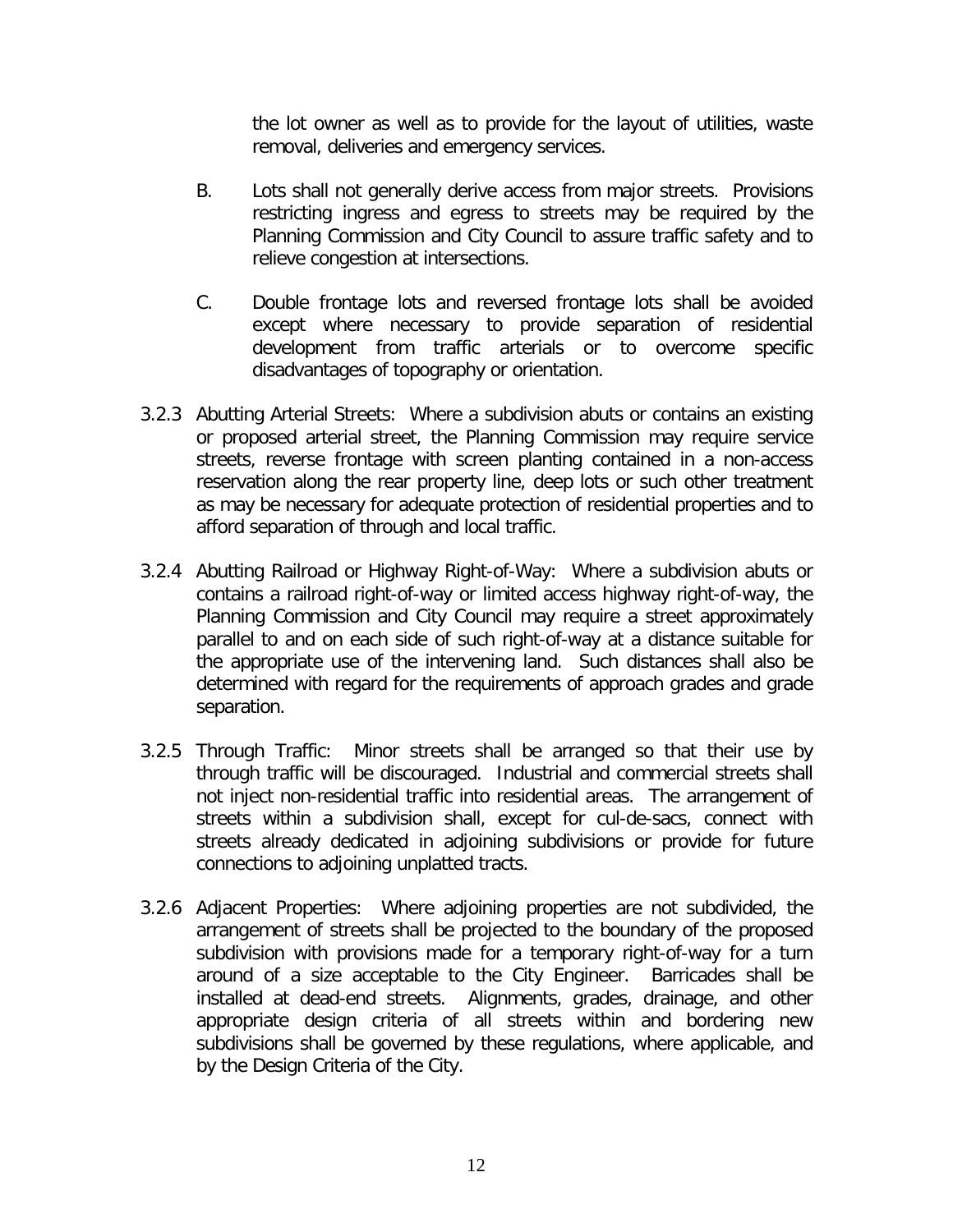the lot owner as well as to provide for the layout of utilities, waste removal, deliveries and emergency services.

B. Lots shall not generally derive access from major streets. Provisions restricting ingress and egress to streets may be required by the Planning Commission and City Council to assure traffic safety and to relieve congestion at intersections.

C. Double frontage lots and reversed frontage lots shall be avoided except where necessary to provide separation of residential development from traffic arterials or to overcome specific disadvantages of topography or orientation.

3.2.3 Abutting Arterial Streets: Where a subdivision abuts or contains an existing or proposed arterial street, the Planning Commission may require service streets, reverse frontage with screen planting contained in a non-access reservation along the rear property line, deep lots or such other treatment as may be necessary for adequate protection of residential properties and to afford separation of through and local traffic.

3.2.4 Abutting Railroad or Highway Right-of-Way: Where a subdivision abuts or contains a railroad right-of-way or limited access highway right-of-way, the Planning Commission and City Council may require a street approximately parallel to and on each side of such right-of-way at a distance suitable for the appropriate use of the intervening land. Such distances shall also be determined with regard for the requirements of approach grades and grade separation.

3.2.5 Through Traffic: Minor streets shall be arranged so that their use by through traffic will be discouraged. Industrial and commercial streets shall not inject non-residential traffic into residential areas. The arrangement of streets within a subdivision shall, except for cul-de-sacs, connect with streets already dedicated in adjoining subdivisions or provide for future connections to adjoining unplatted tracts.

3.2.6 Adjacent Properties: Where adjoining properties are not subdivided, the arrangement of streets shall be projected to the boundary of the proposed subdivision with provisions made for a temporary right-of-way for a turn around of a size acceptable to the City Engineer. Barricades shall be installed at dead-end streets. Alignments, grades, drainage, and other appropriate design criteria of all streets within and bordering new subdivisions shall be governed by these regulations, where applicable, and by the Design Criteria of the City.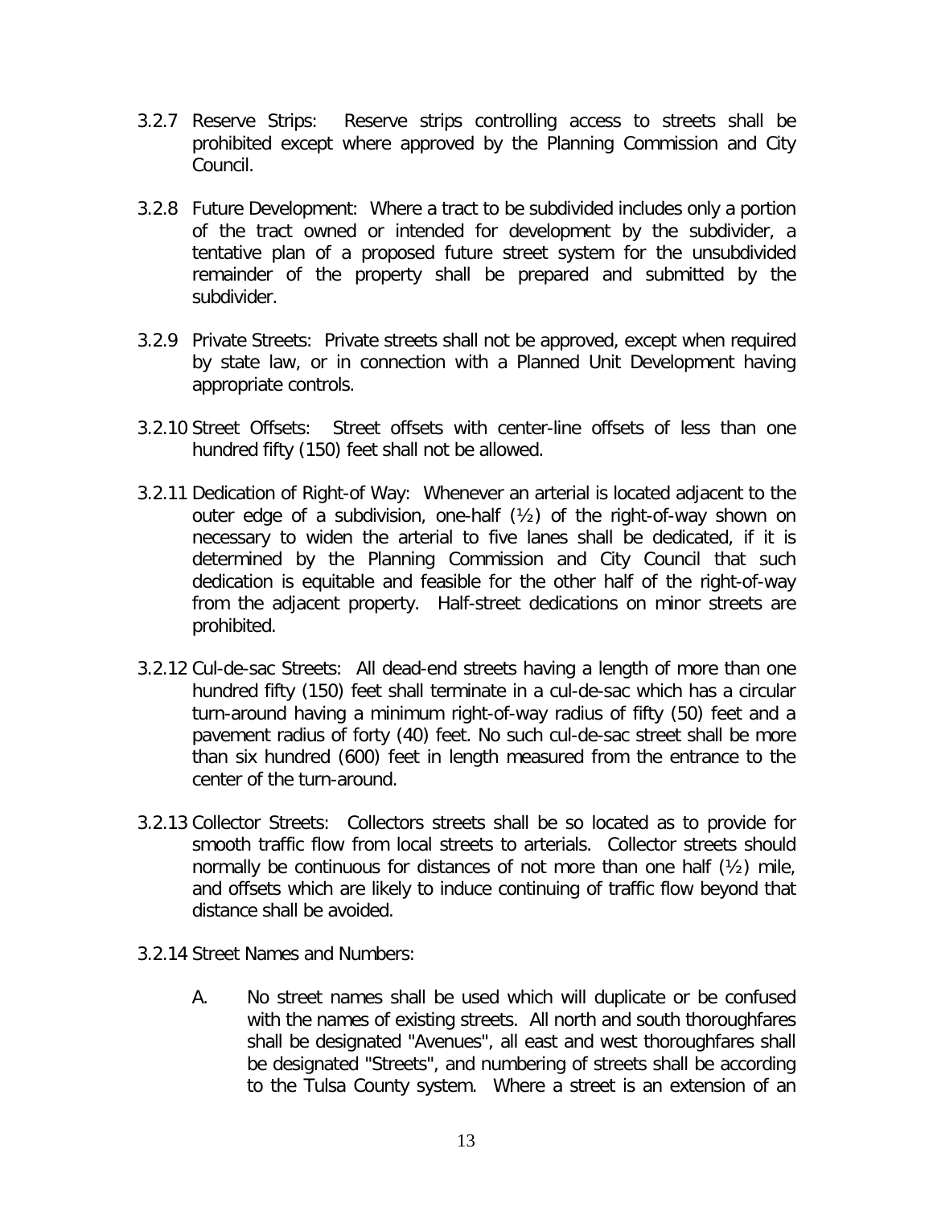3.2.7 Reserve Strips: Reserve strips controlling access to streets shall be prohibited except where approved by the Planning Commission and City Council.

3.2.8 Future Development: Where a tract to be subdivided includes only a portion of the tract owned or intended for development by the subdivider, a tentative plan of a proposed future street system for the unsubdivided remainder of the property shall be prepared and submitted by the subdivider.

3.2.9 Private Streets: Private streets shall not be approved, except when required by state law, or in connection with a Planned Unit Development having appropriate controls.

3.2.10 Street Offsets: Street offsets with center-line offsets of less than one hundred fifty (150) feet shall not be allowed.

3.2.11 Dedication of Right-of Way: Whenever an arterial is located adjacent to the outer edge of a subdivision, one-half (½) of the right-of-way shown on necessary to widen the arterial to five lanes shall be dedicated, if it is determined by the Planning Commission and City Council that such dedication is equitable and feasible for the other half of the right-of-way from the adjacent property. Half-street dedications on minor streets are prohibited.

3.2.12 Cul-de-sac Streets: All dead-end streets having a length of more than one hundred fifty (150) feet shall terminate in a cul-de-sac which has a circular turn-around having a minimum right-of-way radius of fifty (50) feet and a pavement radius of forty (40) feet. No such cul-de-sac street shall be more than six hundred (600) feet in length measured from the entrance to the center of the turn-around.

3.2.13 Collector Streets: Collectors streets shall be so located as to provide for smooth traffic flow from local streets to arterials. Collector streets should normally be continuous for distances of not more than one half (½) mile, and offsets which are likely to induce continuing of traffic flow beyond that distance shall be avoided.

3.2.14 Street Names and Numbers:

A. No street names shall be used which will duplicate or be confused with the names of existing streets. All north and south thoroughfares shall be designated "Avenues", all east and west thoroughfares shall be designated "Streets", and numbering of streets shall be according to the Tulsa County system. Where a street is an extension of an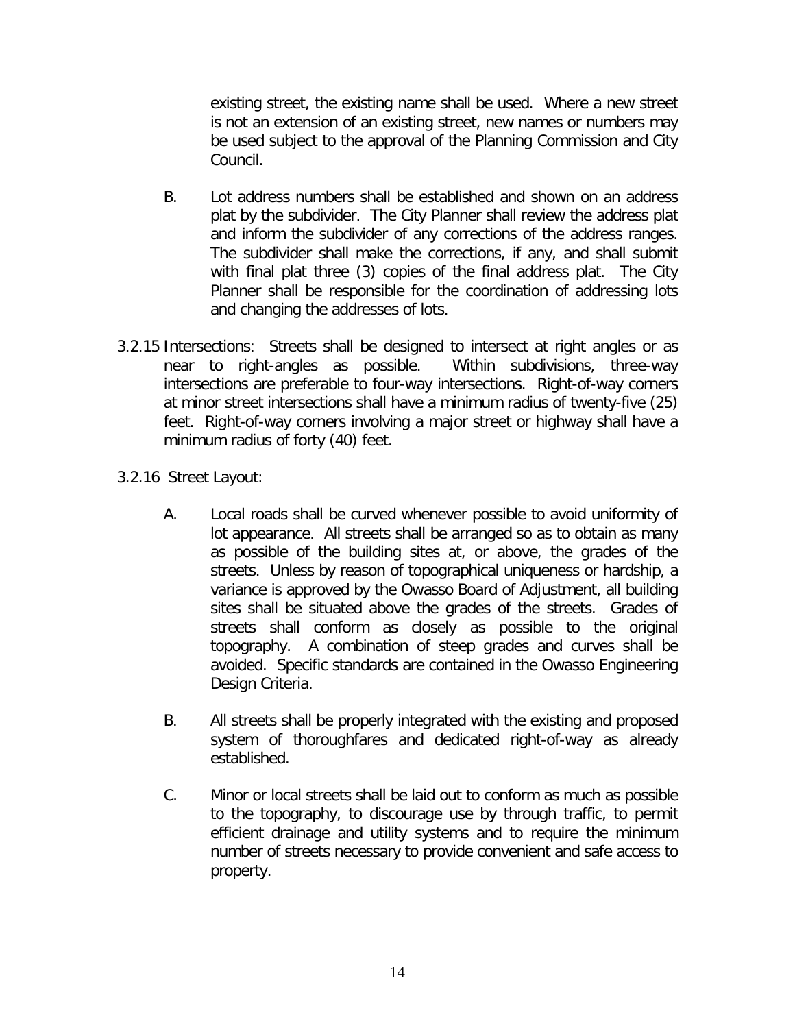existing street, the existing name shall be used. Where a new street is not an extension of an existing street, new names or numbers may be used subject to the approval of the Planning Commission and City Council.

B. Lot address numbers shall be established and shown on an address plat by the subdivider. The City Planner shall review the address plat and inform the subdivider of any corrections of the address ranges. The subdivider shall make the corrections, if any, and shall submit with final plat three (3) copies of the final address plat. The City Planner shall be responsible for the coordination of addressing lots and changing the addresses of lots.

3.2.15 Intersections: Streets shall be designed to intersect at right angles or as near to right-angles as possible. Within subdivisions, three-way intersections are preferable to four-way intersections. Right-of-way corners at minor street intersections shall have a minimum radius of twenty-five (25) feet. Right-of-way corners involving a major street or highway shall have a minimum radius of forty (40) feet.

3.2.16 Street Layout:

A. Local roads shall be curved whenever possible to avoid uniformity of lot appearance. All streets shall be arranged so as to obtain as many as possible of the building sites at, or above, the grades of the streets. Unless by reason of topographical uniqueness or hardship, a variance is approved by the Owasso Board of Adjustment, all building sites shall be situated above the grades of the streets. Grades of streets shall conform as closely as possible to the original topography. A combination of steep grades and curves shall be avoided. Specific standards are contained in the Owasso Engineering Design Criteria.

B. All streets shall be properly integrated with the existing and proposed system of thoroughfares and dedicated right-of-way as already established.

C. Minor or local streets shall be laid out to conform as much as possible to the topography, to discourage use by through traffic, to permit efficient drainage and utility systems and to require the minimum number of streets necessary to provide convenient and safe access to property.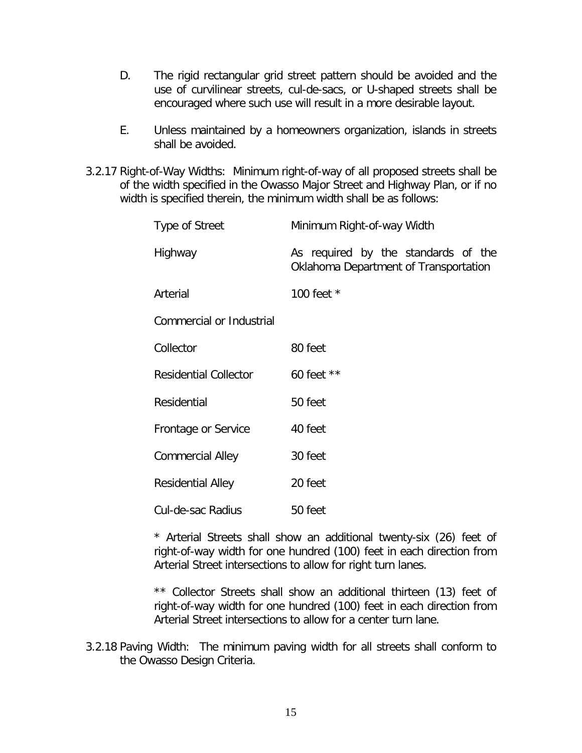D. The rigid rectangular grid street pattern should be avoided and the use of curvilinear streets, cul-de-sacs, or U-shaped streets shall be encouraged where such use will result in a more desirable layout.

E. Unless maintained by a homeowners organization, islands in streets shall be avoided.

3.2.17 Right-of-Way Widths: Minimum right-of-way of all proposed streets shall be of the width specified in the Owasso Major Street and Highway Plan, or if no width is specified therein, the minimum width shall be as follows:

| Type of Street | Minimum Right-of-way Width |
|---|---|
| Highway | As required by the standards of the Oklahoma Department of Transportation |
| Arterial | 100 feet * |
| Commercial or Industrial | |
| Collector | 80 feet |
| Residential Collector | 60 feet ** |
| Residential | 50 feet |
| Frontage or Service | 40 feet |
| Commercial Alley | 30 feet |
| Residential Alley | 20 feet |
| Cul-de-sac Radius | 50 feet |

* Arterial Streets shall show an additional twenty-six (26) feet of right-of-way width for one hundred (100) feet in each direction from Arterial Street intersections to allow for right turn lanes.

** Collector Streets shall show an additional thirteen (13) feet of right-of-way width for one hundred (100) feet in each direction from Arterial Street intersections to allow for a center turn lane.

3.2.18 Paving Width: The minimum paving width for all streets shall conform to the Owasso Design Criteria.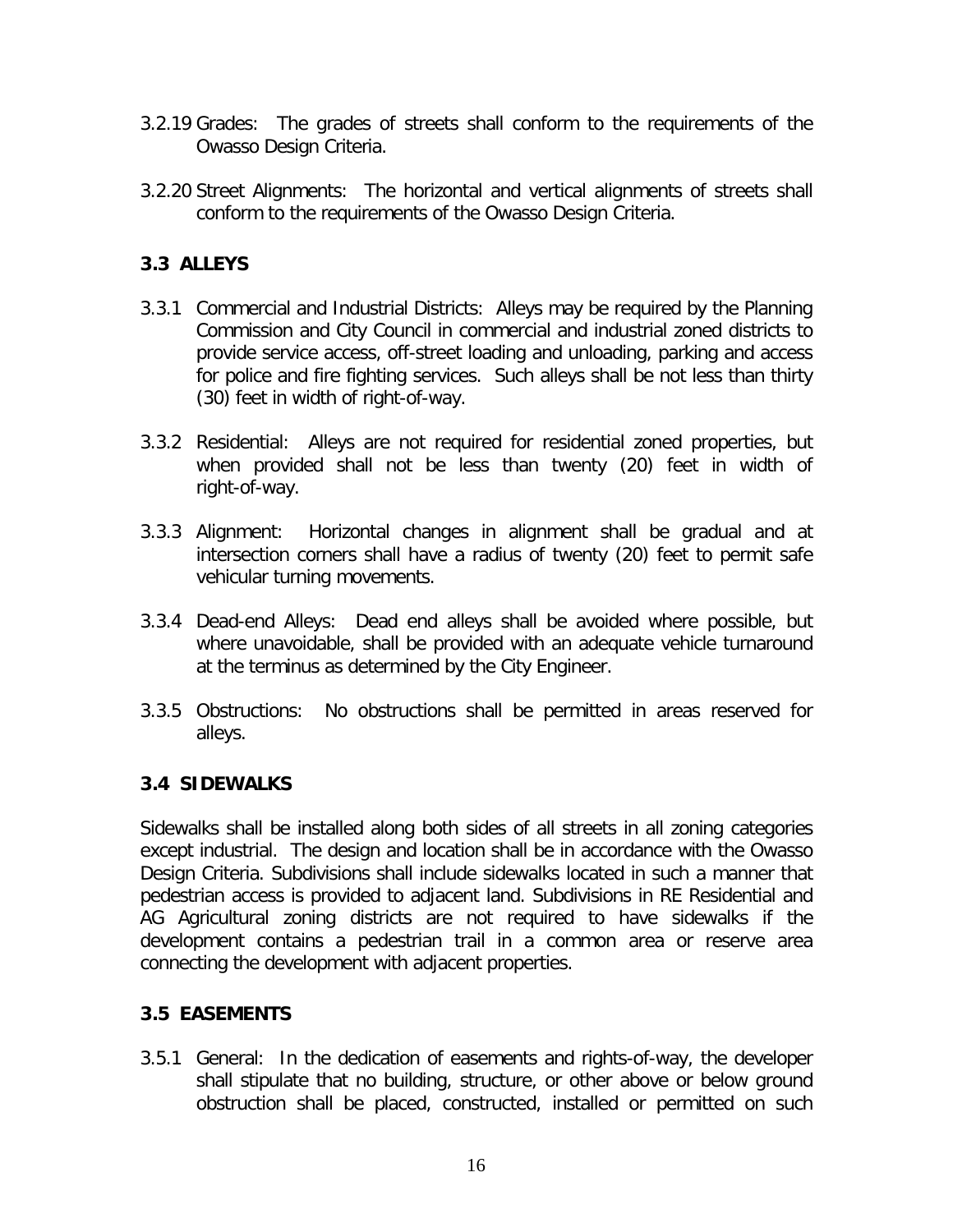3.2.19 Grades: The grades of streets shall conform to the requirements of the Owasso Design Criteria.

3.2.20 Street Alignments: The horizontal and vertical alignments of streets shall conform to the requirements of the Owasso Design Criteria.

## 3.3 ALLEYS

3.3.1 Commercial and Industrial Districts: Alleys may be required by the Planning Commission and City Council in commercial and industrial zoned districts to provide service access, off-street loading and unloading, parking and access for police and fire fighting services. Such alleys shall be not less than thirty (30) feet in width of right-of-way.

3.3.2 Residential: Alleys are not required for residential zoned properties, but when provided shall not be less than twenty (20) feet in width of right-of-way.

3.3.3 Alignment: Horizontal changes in alignment shall be gradual and at intersection corners shall have a radius of twenty (20) feet to permit safe vehicular turning movements.

3.3.4 Dead-end Alleys: Dead end alleys shall be avoided where possible, but where unavoidable, shall be provided with an adequate vehicle turnaround at the terminus as determined by the City Engineer.

3.3.5 Obstructions: No obstructions shall be permitted in areas reserved for alleys.

## 3.4 SIDEWALKS

Sidewalks shall be installed along both sides of all streets in all zoning categories except industrial. The design and location shall be in accordance with the Owasso Design Criteria. Subdivisions shall include sidewalks located in such a manner that pedestrian access is provided to adjacent land. Subdivisions in RE Residential and AG Agricultural zoning districts are not required to have sidewalks if the development contains a pedestrian trail in a common area or reserve area connecting the development with adjacent properties.

## 3.5 EASEMENTS

3.5.1 General: In the dedication of easements and rights-of-way, the developer shall stipulate that no building, structure, or other above or below ground obstruction shall be placed, constructed, installed or permitted on such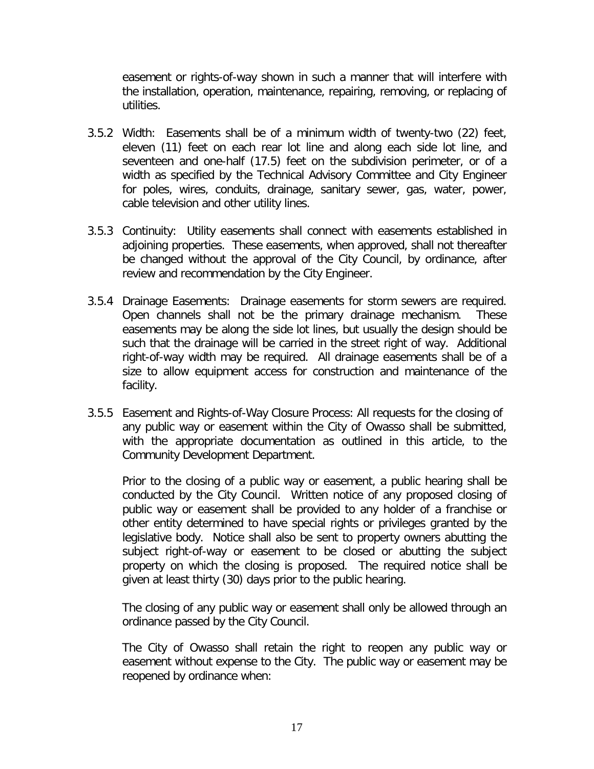easement or rights-of-way shown in such a manner that will interfere with the installation, operation, maintenance, repairing, removing, or replacing of utilities.

3.5.2 Width: Easements shall be of a minimum width of twenty-two (22) feet, eleven (11) feet on each rear lot line and along each side lot line, and seventeen and one-half (17.5) feet on the subdivision perimeter, or of a width as specified by the Technical Advisory Committee and City Engineer for poles, wires, conduits, drainage, sanitary sewer, gas, water, power, cable television and other utility lines.

3.5.3 Continuity: Utility easements shall connect with easements established in adjoining properties. These easements, when approved, shall not thereafter be changed without the approval of the City Council, by ordinance, after review and recommendation by the City Engineer.

3.5.4 Drainage Easements: Drainage easements for storm sewers are required. Open channels shall not be the primary drainage mechanism. These easements may be along the side lot lines, but usually the design should be such that the drainage will be carried in the street right of way. Additional right-of-way width may be required. All drainage easements shall be of a size to allow equipment access for construction and maintenance of the facility.

3.5.5 Easement and Rights-of-Way Closure Process: All requests for the closing of any public way or easement within the City of Owasso shall be submitted, with the appropriate documentation as outlined in this article, to the Community Development Department.

Prior to the closing of a public way or easement, a public hearing shall be conducted by the City Council. Written notice of any proposed closing of public way or easement shall be provided to any holder of a franchise or other entity determined to have special rights or privileges granted by the legislative body. Notice shall also be sent to property owners abutting the subject right-of-way or easement to be closed or abutting the subject property on which the closing is proposed. The required notice shall be given at least thirty (30) days prior to the public hearing.

The closing of any public way or easement shall only be allowed through an ordinance passed by the City Council.

The City of Owasso shall retain the right to reopen any public way or easement without expense to the City. The public way or easement may be reopened by ordinance when: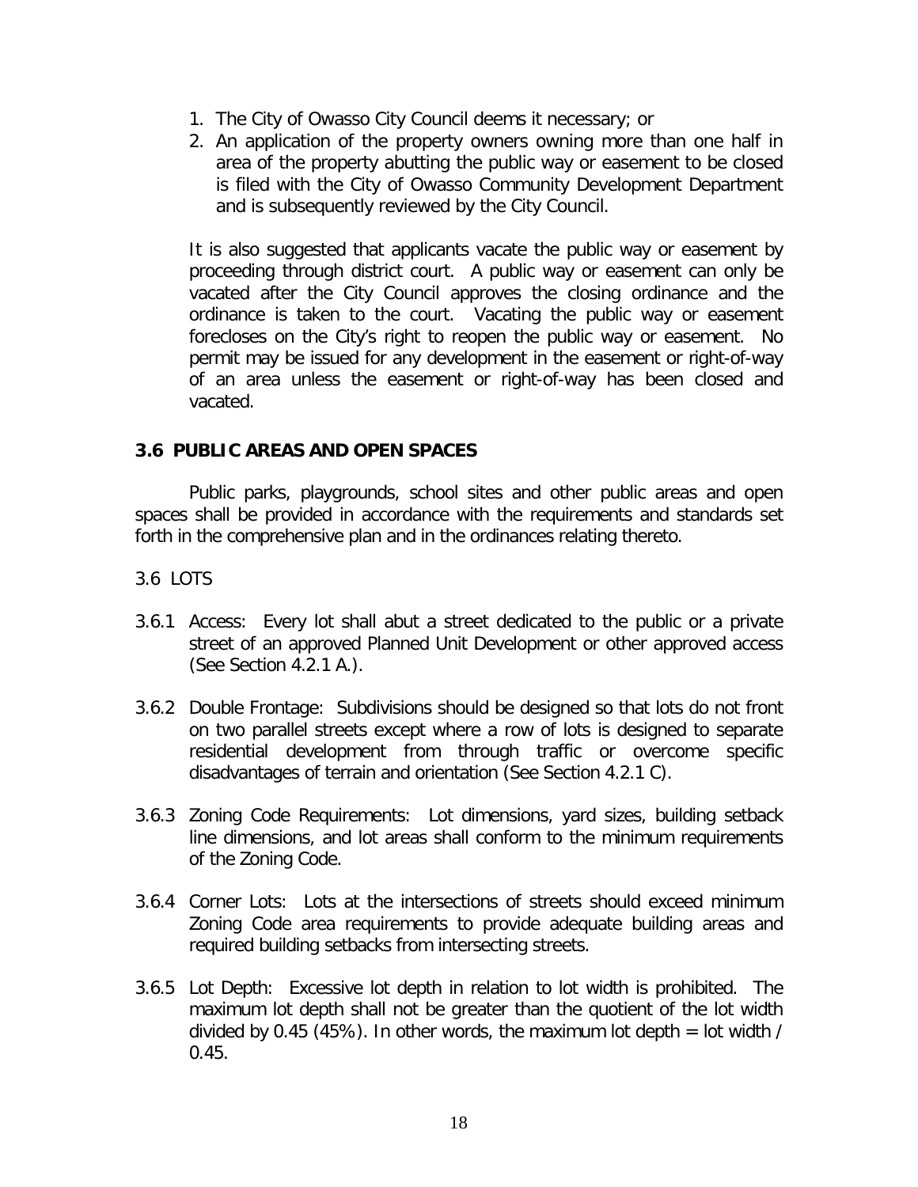1. The City of Owasso City Council deems it necessary; or
2. An application of the property owners owning more than one half in area of the property abutting the public way or easement to be closed is filed with the City of Owasso Community Development Department and is subsequently reviewed by the City Council.

It is also suggested that applicants vacate the public way or easement by proceeding through district court. A public way or easement can only be vacated after the City Council approves the closing ordinance and the ordinance is taken to the court. Vacating the public way or easement forecloses on the City's right to reopen the public way or easement. No permit may be issued for any development in the easement or right-of-way of an area unless the easement or right-of-way has been closed and vacated.

## 3.6 PUBLIC AREAS AND OPEN SPACES

Public parks, playgrounds, school sites and other public areas and open spaces shall be provided in accordance with the requirements and standards set forth in the comprehensive plan and in the ordinances relating thereto.

3.6 LOTS

3.6.1 Access: Every lot shall abut a street dedicated to the public or a private street of an approved Planned Unit Development or other approved access (See Section 4.2.1 A.).

3.6.2 Double Frontage: Subdivisions should be designed so that lots do not front on two parallel streets except where a row of lots is designed to separate residential development from through traffic or overcome specific disadvantages of terrain and orientation (See Section 4.2.1 C).

3.6.3 Zoning Code Requirements: Lot dimensions, yard sizes, building setback line dimensions, and lot areas shall conform to the minimum requirements of the Zoning Code.

3.6.4 Corner Lots: Lots at the intersections of streets should exceed minimum Zoning Code area requirements to provide adequate building areas and required building setbacks from intersecting streets.

3.6.5 Lot Depth: Excessive lot depth in relation to lot width is prohibited. The maximum lot depth shall not be greater than the quotient of the lot width divided by 0.45 (45%). In other words, the maximum lot depth = lot width / 0.45.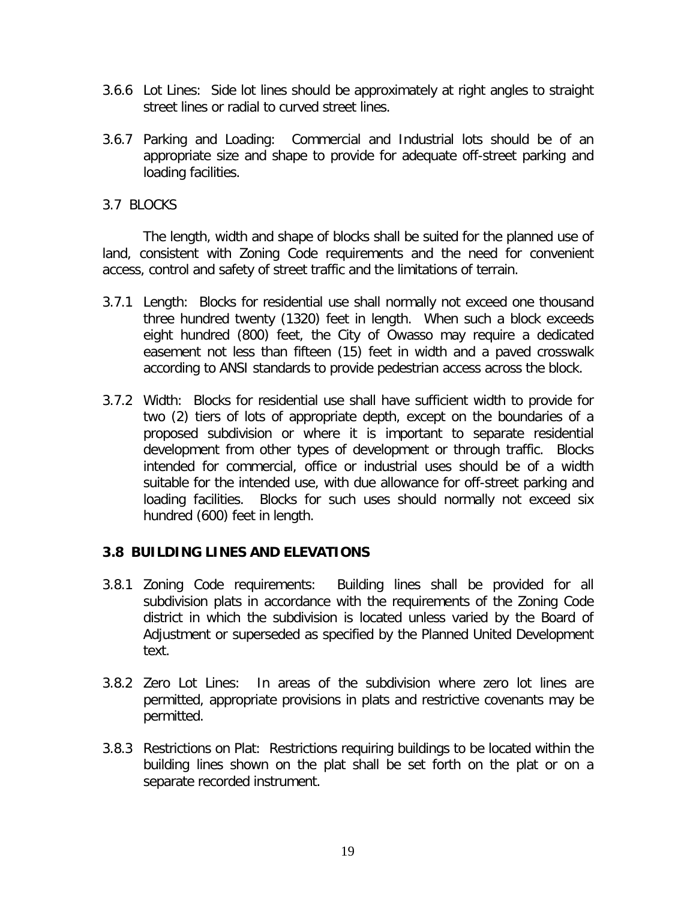3.6.6 Lot Lines: Side lot lines should be approximately at right angles to straight street lines or radial to curved street lines.

3.6.7 Parking and Loading: Commercial and Industrial lots should be of an appropriate size and shape to provide for adequate off-street parking and loading facilities.

3.7 BLOCKS

The length, width and shape of blocks shall be suited for the planned use of land, consistent with Zoning Code requirements and the need for convenient access, control and safety of street traffic and the limitations of terrain.

3.7.1 Length: Blocks for residential use shall normally not exceed one thousand three hundred twenty (1320) feet in length. When such a block exceeds eight hundred (800) feet, the City of Owasso may require a dedicated easement not less than fifteen (15) feet in width and a paved crosswalk according to ANSI standards to provide pedestrian access across the block.

3.7.2 Width: Blocks for residential use shall have sufficient width to provide for two (2) tiers of lots of appropriate depth, except on the boundaries of a proposed subdivision or where it is important to separate residential development from other types of development or through traffic. Blocks intended for commercial, office or industrial uses should be of a width suitable for the intended use, with due allowance for off-street parking and loading facilities. Blocks for such uses should normally not exceed six hundred (600) feet in length.

### 3.8 BUILDING LINES AND ELEVATIONS

3.8.1 Zoning Code requirements: Building lines shall be provided for all subdivision plats in accordance with the requirements of the Zoning Code district in which the subdivision is located unless varied by the Board of Adjustment or superseded as specified by the Planned United Development text.

3.8.2 Zero Lot Lines: In areas of the subdivision where zero lot lines are permitted, appropriate provisions in plats and restrictive covenants may be permitted.

3.8.3 Restrictions on Plat: Restrictions requiring buildings to be located within the building lines shown on the plat shall be set forth on the plat or on a separate recorded instrument.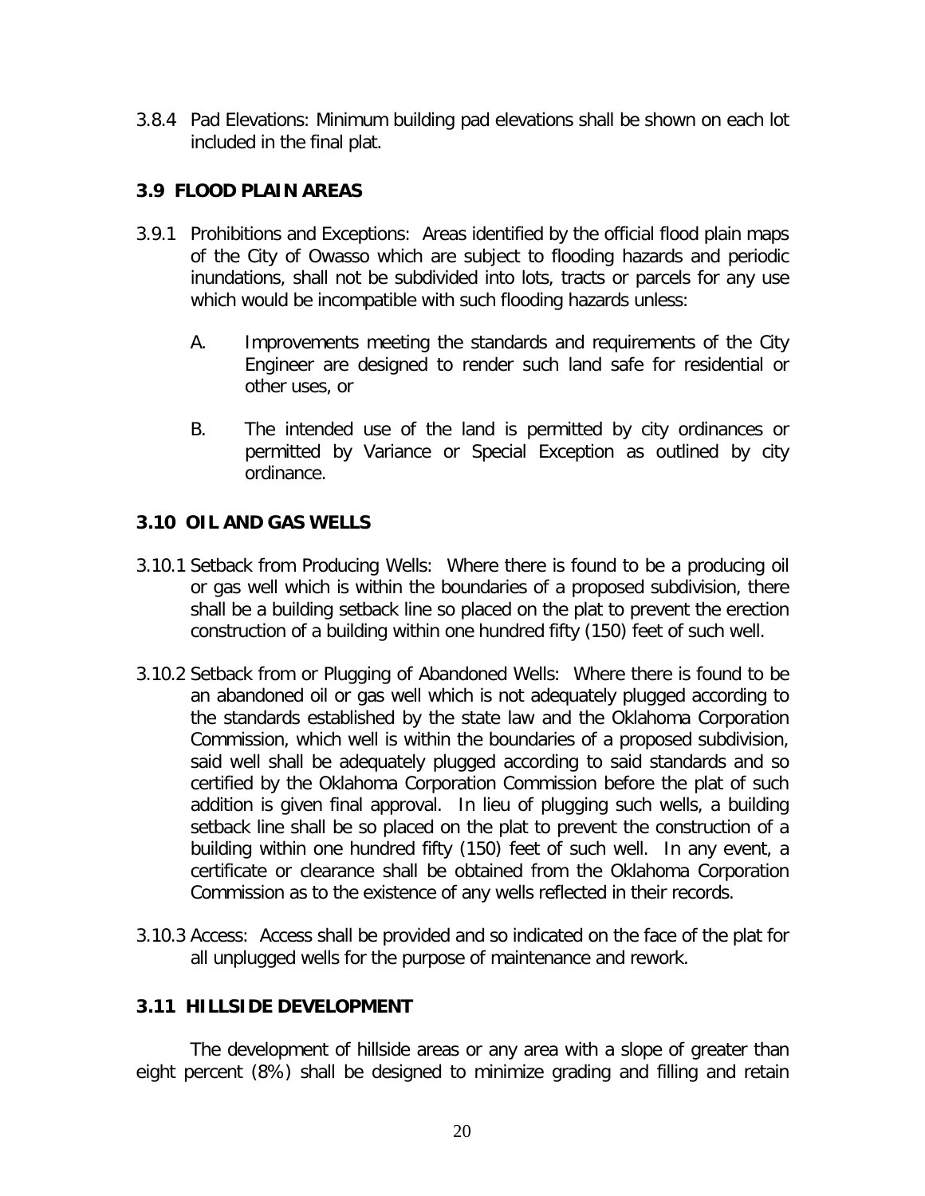3.8.4 Pad Elevations: Minimum building pad elevations shall be shown on each lot included in the final plat.

## 3.9 FLOOD PLAIN AREAS

3.9.1 Prohibitions and Exceptions: Areas identified by the official flood plain maps of the City of Owasso which are subject to flooding hazards and periodic inundations, shall not be subdivided into lots, tracts or parcels for any use which would be incompatible with such flooding hazards unless:

A. Improvements meeting the standards and requirements of the City Engineer are designed to render such land safe for residential or other uses, or

B. The intended use of the land is permitted by city ordinances or permitted by Variance or Special Exception as outlined by city ordinance.

## 3.10 OIL AND GAS WELLS

3.10.1 Setback from Producing Wells: Where there is found to be a producing oil or gas well which is within the boundaries of a proposed subdivision, there shall be a building setback line so placed on the plat to prevent the erection construction of a building within one hundred fifty (150) feet of such well.

3.10.2 Setback from or Plugging of Abandoned Wells: Where there is found to be an abandoned oil or gas well which is not adequately plugged according to the standards established by the state law and the Oklahoma Corporation Commission, which well is within the boundaries of a proposed subdivision, said well shall be adequately plugged according to said standards and so certified by the Oklahoma Corporation Commission before the plat of such addition is given final approval. In lieu of plugging such wells, a building setback line shall be so placed on the plat to prevent the construction of a building within one hundred fifty (150) feet of such well. In any event, a certificate or clearance shall be obtained from the Oklahoma Corporation Commission as to the existence of any wells reflected in their records.

3.10.3 Access: Access shall be provided and so indicated on the face of the plat for all unplugged wells for the purpose of maintenance and rework.

## 3.11 HILLSIDE DEVELOPMENT

The development of hillside areas or any area with a slope of greater than eight percent (8%) shall be designed to minimize grading and filling and retain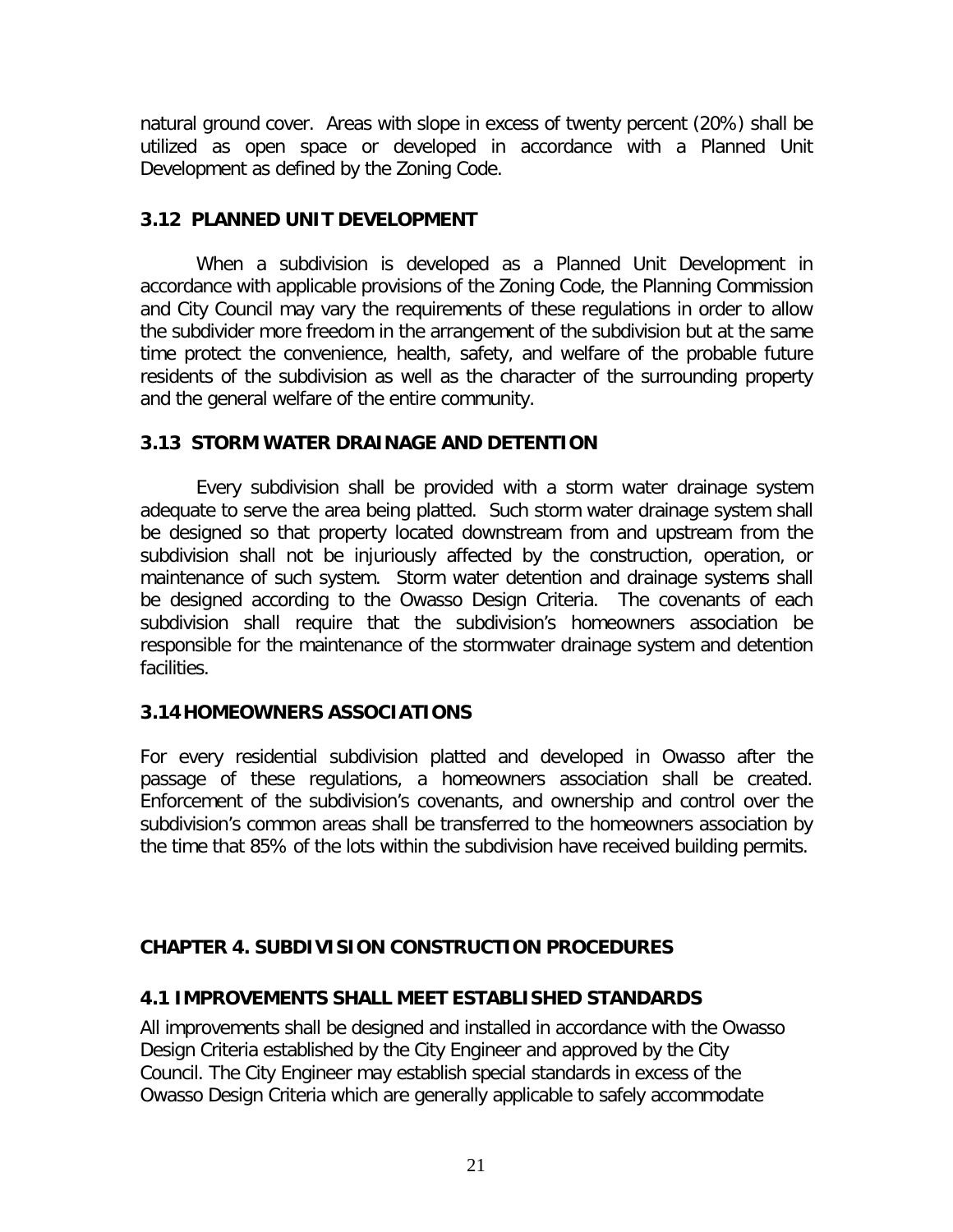natural ground cover. Areas with slope in excess of twenty percent (20%) shall be utilized as open space or developed in accordance with a Planned Unit Development as defined by the Zoning Code.

### 3.12 PLANNED UNIT DEVELOPMENT

When a subdivision is developed as a Planned Unit Development in accordance with applicable provisions of the Zoning Code, the Planning Commission and City Council may vary the requirements of these regulations in order to allow the subdivider more freedom in the arrangement of the subdivision but at the same time protect the convenience, health, safety, and welfare of the probable future residents of the subdivision as well as the character of the surrounding property and the general welfare of the entire community.

### 3.13 STORM WATER DRAINAGE AND DETENTION

Every subdivision shall be provided with a storm water drainage system adequate to serve the area being platted. Such storm water drainage system shall be designed so that property located downstream from and upstream from the subdivision shall not be injuriously affected by the construction, operation, or maintenance of such system. Storm water detention and drainage systems shall be designed according to the Owasso Design Criteria. The covenants of each subdivision shall require that the subdivision's homeowners association be responsible for the maintenance of the stormwater drainage system and detention facilities.

### 3.14 HOMEOWNERS ASSOCIATIONS

For every residential subdivision platted and developed in Owasso after the passage of these regulations, a homeowners association shall be created. Enforcement of the subdivision's covenants, and ownership and control over the subdivision's common areas shall be transferred to the homeowners association by the time that 85% of the lots within the subdivision have received building permits.

## CHAPTER 4. SUBDIVISION CONSTRUCTION PROCEDURES

### 4.1 IMPROVEMENTS SHALL MEET ESTABLISHED STANDARDS

All improvements shall be designed and installed in accordance with the Owasso Design Criteria established by the City Engineer and approved by the City Council. The City Engineer may establish special standards in excess of the Owasso Design Criteria which are generally applicable to safely accommodate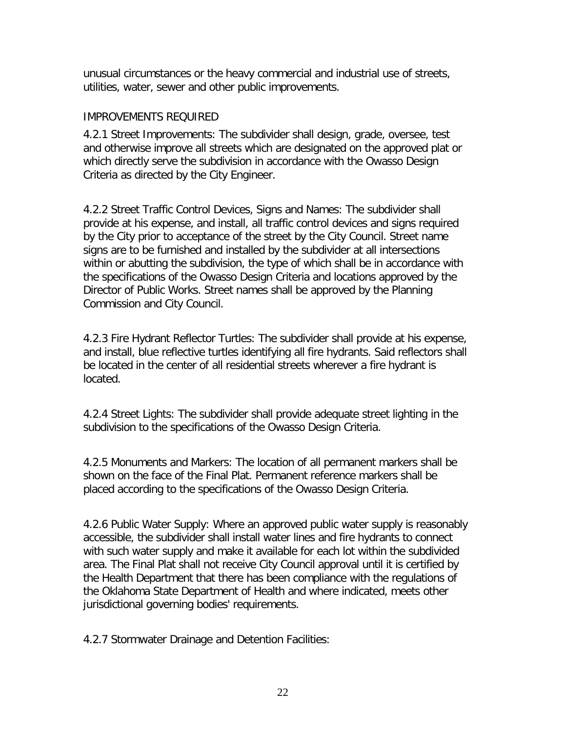unusual circumstances or the heavy commercial and industrial use of streets, utilities, water, sewer and other public improvements.

## IMPROVEMENTS REQUIRED

4.2.1 Street Improvements: The subdivider shall design, grade, oversee, test and otherwise improve all streets which are designated on the approved plat or which directly serve the subdivision in accordance with the Owasso Design Criteria as directed by the City Engineer.

4.2.2 Street Traffic Control Devices, Signs and Names: The subdivider shall provide at his expense, and install, all traffic control devices and signs required by the City prior to acceptance of the street by the City Council. Street name signs are to be furnished and installed by the subdivider at all intersections within or abutting the subdivision, the type of which shall be in accordance with the specifications of the Owasso Design Criteria and locations approved by the Director of Public Works. Street names shall be approved by the Planning Commission and City Council.

4.2.3 Fire Hydrant Reflector Turtles: The subdivider shall provide at his expense, and install, blue reflective turtles identifying all fire hydrants. Said reflectors shall be located in the center of all residential streets wherever a fire hydrant is located.

4.2.4 Street Lights: The subdivider shall provide adequate street lighting in the subdivision to the specifications of the Owasso Design Criteria.

4.2.5 Monuments and Markers: The location of all permanent markers shall be shown on the face of the Final Plat. Permanent reference markers shall be placed according to the specifications of the Owasso Design Criteria.

4.2.6 Public Water Supply: Where an approved public water supply is reasonably accessible, the subdivider shall install water lines and fire hydrants to connect with such water supply and make it available for each lot within the subdivided area. The Final Plat shall not receive City Council approval until it is certified by the Health Department that there has been compliance with the regulations of the Oklahoma State Department of Health and where indicated, meets other jurisdictional governing bodies' requirements.

4.2.7 Stormwater Drainage and Detention Facilities: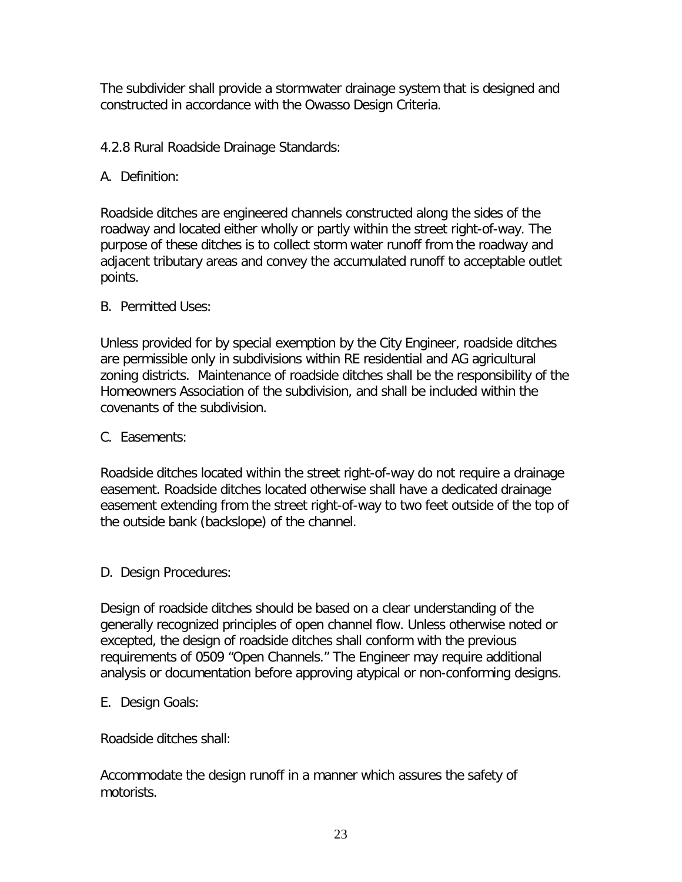The subdivider shall provide a stormwater drainage system that is designed and constructed in accordance with the Owasso Design Criteria.

4.2.8 Rural Roadside Drainage Standards:

A. Definition:

Roadside ditches are engineered channels constructed along the sides of the roadway and located either wholly or partly within the street right-of-way. The purpose of these ditches is to collect storm water runoff from the roadway and adjacent tributary areas and convey the accumulated runoff to acceptable outlet points.

B. Permitted Uses:

Unless provided for by special exemption by the City Engineer, roadside ditches are permissible only in subdivisions within RE residential and AG agricultural zoning districts. Maintenance of roadside ditches shall be the responsibility of the Homeowners Association of the subdivision, and shall be included within the covenants of the subdivision.

C. Easements:

Roadside ditches located within the street right-of-way do not require a drainage easement. Roadside ditches located otherwise shall have a dedicated drainage easement extending from the street right-of-way to two feet outside of the top of the outside bank (backslope) of the channel.

D. Design Procedures:

Design of roadside ditches should be based on a clear understanding of the generally recognized principles of open channel flow. Unless otherwise noted or excepted, the design of roadside ditches shall conform with the previous requirements of 0509 "Open Channels." The Engineer may require additional analysis or documentation before approving atypical or non-conforming designs.

E. Design Goals:

Roadside ditches shall:

Accommodate the design runoff in a manner which assures the safety of motorists.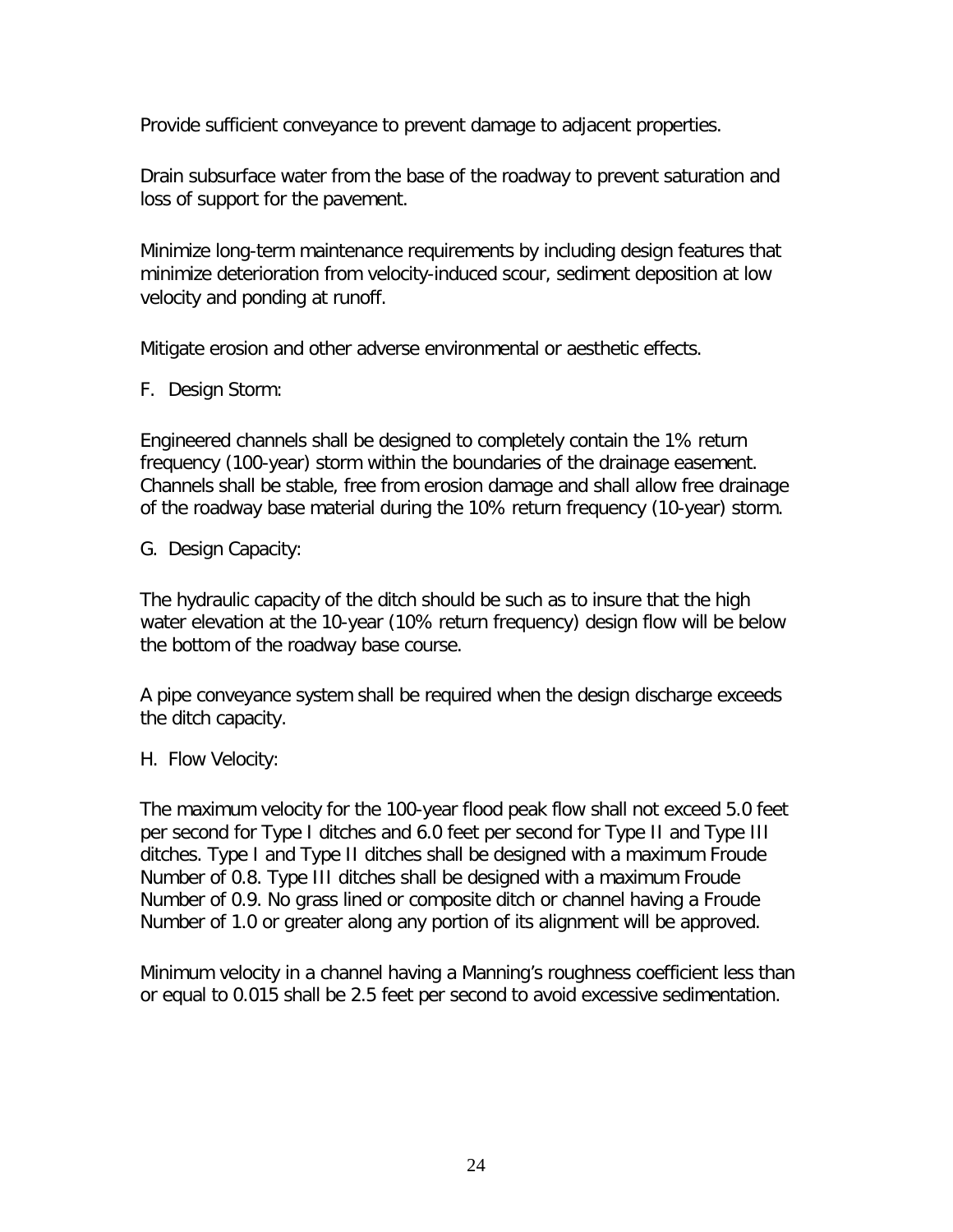Provide sufficient conveyance to prevent damage to adjacent properties.

Drain subsurface water from the base of the roadway to prevent saturation and loss of support for the pavement.

Minimize long-term maintenance requirements by including design features that minimize deterioration from velocity-induced scour, sediment deposition at low velocity and ponding at runoff.

Mitigate erosion and other adverse environmental or aesthetic effects.

F. Design Storm:

Engineered channels shall be designed to completely contain the 1% return frequency (100-year) storm within the boundaries of the drainage easement. Channels shall be stable, free from erosion damage and shall allow free drainage of the roadway base material during the 10% return frequency (10-year) storm.

G. Design Capacity:

The hydraulic capacity of the ditch should be such as to insure that the high water elevation at the 10-year (10% return frequency) design flow will be below the bottom of the roadway base course.

A pipe conveyance system shall be required when the design discharge exceeds the ditch capacity.

H. Flow Velocity:

The maximum velocity for the 100-year flood peak flow shall not exceed 5.0 feet per second for Type I ditches and 6.0 feet per second for Type II and Type III ditches. Type I and Type II ditches shall be designed with a maximum Froude Number of 0.8. Type III ditches shall be designed with a maximum Froude Number of 0.9. No grass lined or composite ditch or channel having a Froude Number of 1.0 or greater along any portion of its alignment will be approved.

Minimum velocity in a channel having a Manning's roughness coefficient less than or equal to 0.015 shall be 2.5 feet per second to avoid excessive sedimentation.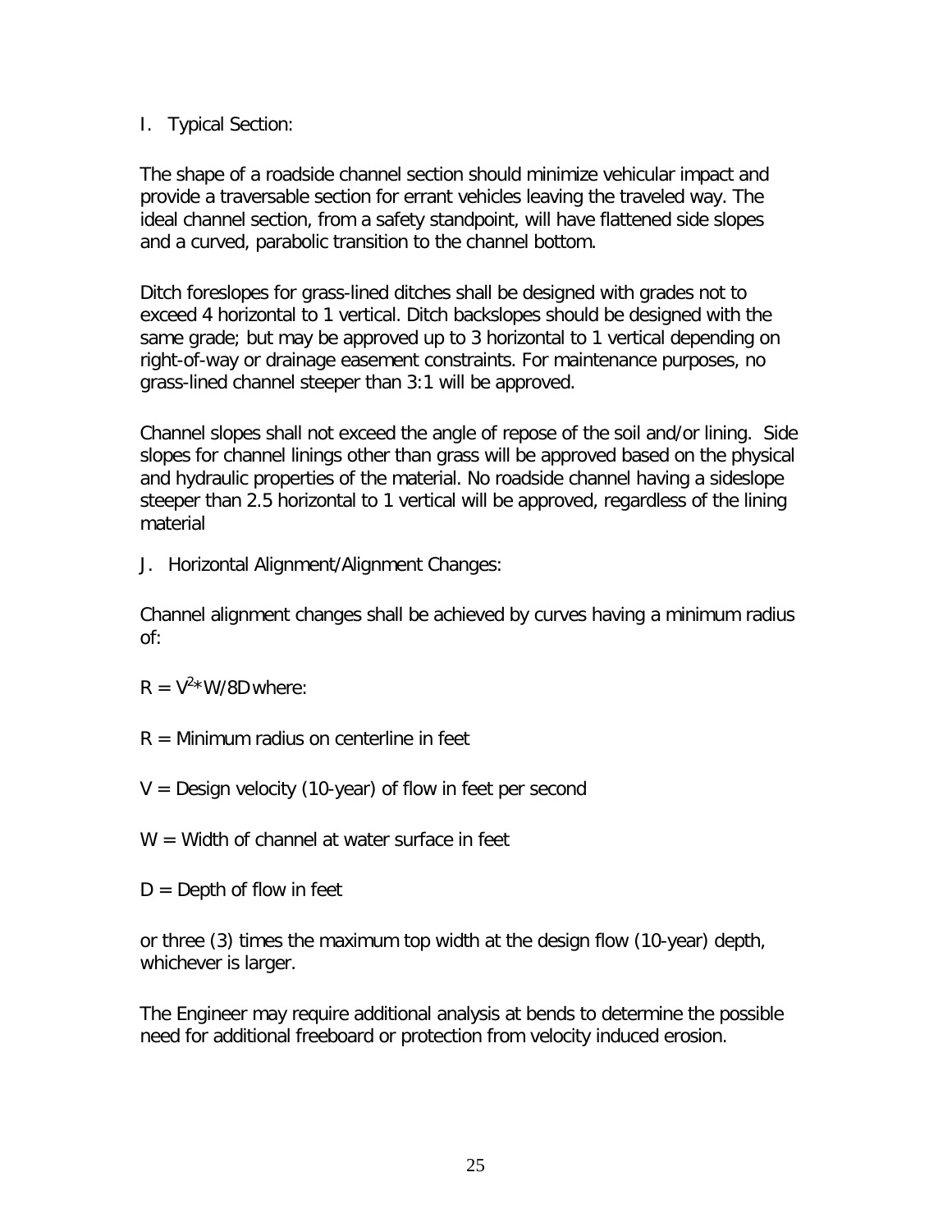I. Typical Section:

The shape of a roadside channel section should minimize vehicular impact and provide a traversable section for errant vehicles leaving the traveled way. The ideal channel section, from a safety standpoint, will have flattened side slopes and a curved, parabolic transition to the channel bottom.

Ditch foreslopes for grass-lined ditches shall be designed with grades not to exceed 4 horizontal to 1 vertical. Ditch backslopes should be designed with the same grade; but may be approved up to 3 horizontal to 1 vertical depending on right-of-way or drainage easement constraints. For maintenance purposes, no grass-lined channel steeper than 3:1 will be approved.

Channel slopes shall not exceed the angle of repose of the soil and/or lining. Side slopes for channel linings other than grass will be approved based on the physical and hydraulic properties of the material. No roadside channel having a sideslope steeper than 2.5 horizontal to 1 vertical will be approved, regardless of the lining material

J. Horizontal Alignment/Alignment Changes:

Channel alignment changes shall be achieved by curves having a minimum radius of:

$R = V^2 * W/8D$ where:

$R$ = Minimum radius on centerline in feet

$V$ = Design velocity (10-year) of flow in feet per second

$W$ = Width of channel at water surface in feet

$D$ = Depth of flow in feet

or three (3) times the maximum top width at the design flow (10-year) depth, whichever is larger.

The Engineer may require additional analysis at bends to determine the possible need for additional freeboard or protection from velocity induced erosion.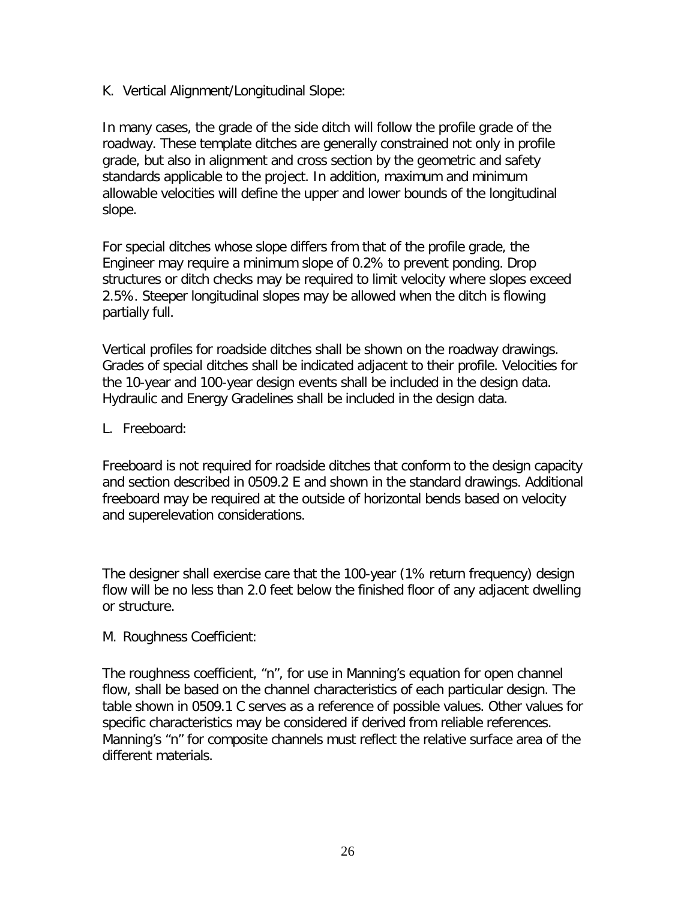K. Vertical Alignment/Longitudinal Slope:

In many cases, the grade of the side ditch will follow the profile grade of the roadway. These template ditches are generally constrained not only in profile grade, but also in alignment and cross section by the geometric and safety standards applicable to the project. In addition, maximum and minimum allowable velocities will define the upper and lower bounds of the longitudinal slope.

For special ditches whose slope differs from that of the profile grade, the Engineer may require a minimum slope of 0.2% to prevent ponding. Drop structures or ditch checks may be required to limit velocity where slopes exceed 2.5%. Steeper longitudinal slopes may be allowed when the ditch is flowing partially full.

Vertical profiles for roadside ditches shall be shown on the roadway drawings. Grades of special ditches shall be indicated adjacent to their profile. Velocities for the 10-year and 100-year design events shall be included in the design data. Hydraulic and Energy Gradelines shall be included in the design data.

L. Freeboard:

Freeboard is not required for roadside ditches that conform to the design capacity and section described in 0509.2 E and shown in the standard drawings. Additional freeboard may be required at the outside of horizontal bends based on velocity and superelevation considerations.

The designer shall exercise care that the 100-year (1% return frequency) design flow will be no less than 2.0 feet below the finished floor of any adjacent dwelling or structure.

M. Roughness Coefficient:

The roughness coefficient, "n", for use in Manning's equation for open channel flow, shall be based on the channel characteristics of each particular design. The table shown in 0509.1 C serves as a reference of possible values. Other values for specific characteristics may be considered if derived from reliable references. Manning's "n" for composite channels must reflect the relative surface area of the different materials.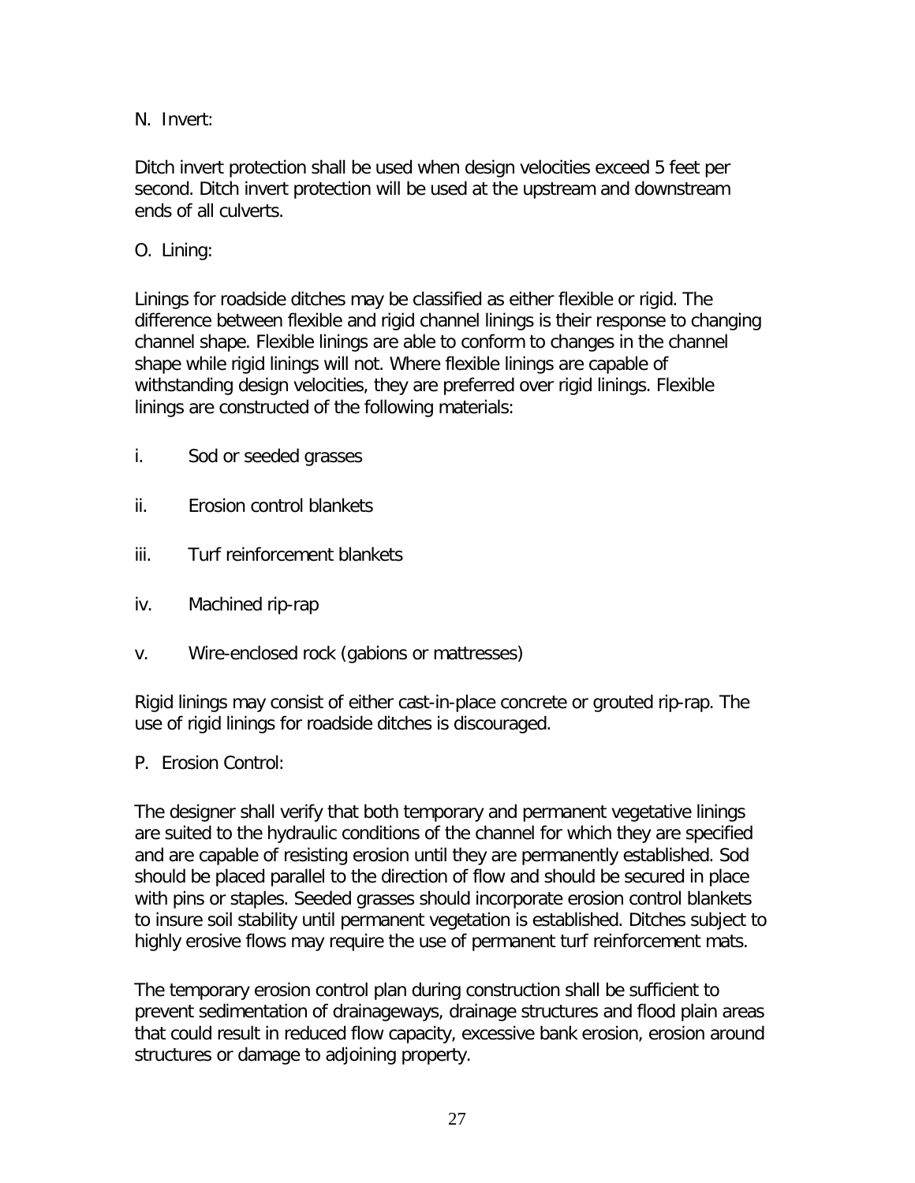N. Invert:

Ditch invert protection shall be used when design velocities exceed 5 feet per second. Ditch invert protection will be used at the upstream and downstream ends of all culverts.

O. Lining:

Linings for roadside ditches may be classified as either flexible or rigid. The difference between flexible and rigid channel linings is their response to changing channel shape. Flexible linings are able to conform to changes in the channel shape while rigid linings will not. Where flexible linings are capable of withstanding design velocities, they are preferred over rigid linings. Flexible linings are constructed of the following materials:

i. Sod or seeded grasses

ii. Erosion control blankets

iii. Turf reinforcement blankets

iv. Machined rip-rap

v. Wire-enclosed rock (gabions or mattresses)

Rigid linings may consist of either cast-in-place concrete or grouted rip-rap. The use of rigid linings for roadside ditches is discouraged.

P. Erosion Control:

The designer shall verify that both temporary and permanent vegetative linings are suited to the hydraulic conditions of the channel for which they are specified and are capable of resisting erosion until they are permanently established. Sod should be placed parallel to the direction of flow and should be secured in place with pins or staples. Seeded grasses should incorporate erosion control blankets to insure soil stability until permanent vegetation is established. Ditches subject to highly erosive flows may require the use of permanent turf reinforcement mats.

The temporary erosion control plan during construction shall be sufficient to prevent sedimentation of drainageways, drainage structures and flood plain areas that could result in reduced flow capacity, excessive bank erosion, erosion around structures or damage to adjoining property.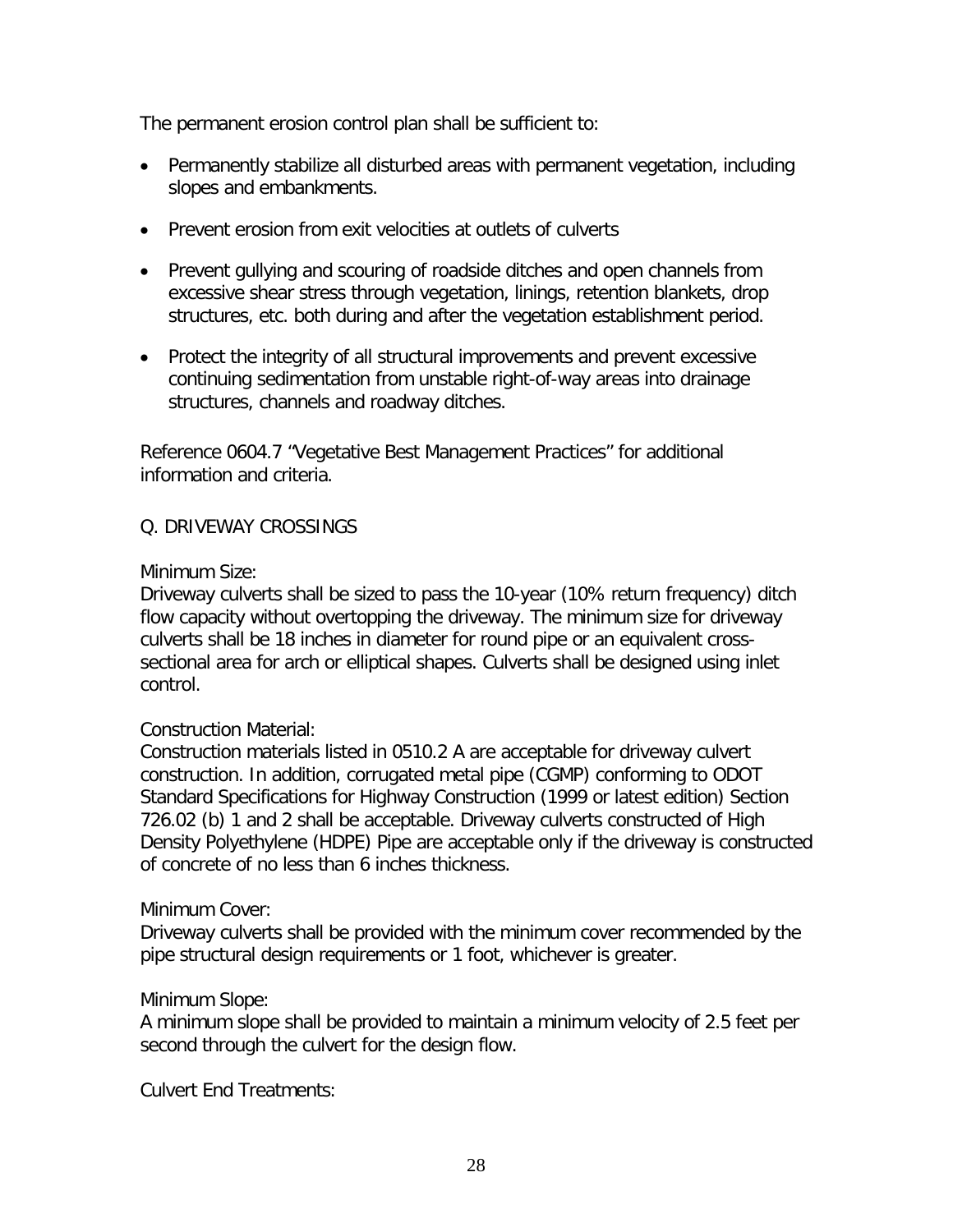The permanent erosion control plan shall be sufficient to:

- Permanently stabilize all disturbed areas with permanent vegetation, including slopes and embankments.
- Prevent erosion from exit velocities at outlets of culverts
- Prevent gullying and scouring of roadside ditches and open channels from excessive shear stress through vegetation, linings, retention blankets, drop structures, etc. both during and after the vegetation establishment period.
- Protect the integrity of all structural improvements and prevent excessive continuing sedimentation from unstable right-of-way areas into drainage structures, channels and roadway ditches.

Reference 0604.7 "Vegetative Best Management Practices" for additional information and criteria.

## Q. DRIVEWAY CROSSINGS

Minimum Size:
Driveway culverts shall be sized to pass the 10-year (10% return frequency) ditch flow capacity without overtopping the driveway. The minimum size for driveway culverts shall be 18 inches in diameter for round pipe or an equivalent cross-sectional area for arch or elliptical shapes. Culverts shall be designed using inlet control.

Construction Material:
Construction materials listed in 0510.2 A are acceptable for driveway culvert construction. In addition, corrugated metal pipe (CGMP) conforming to ODOT Standard Specifications for Highway Construction (1999 or latest edition) Section 726.02 (b) 1 and 2 shall be acceptable. Driveway culverts constructed of High Density Polyethylene (HDPE) Pipe are acceptable only if the driveway is constructed of concrete of no less than 6 inches thickness.

Minimum Cover:
Driveway culverts shall be provided with the minimum cover recommended by the pipe structural design requirements or 1 foot, whichever is greater.

Minimum Slope:
A minimum slope shall be provided to maintain a minimum velocity of 2.5 feet per second through the culvert for the design flow.

Culvert End Treatments: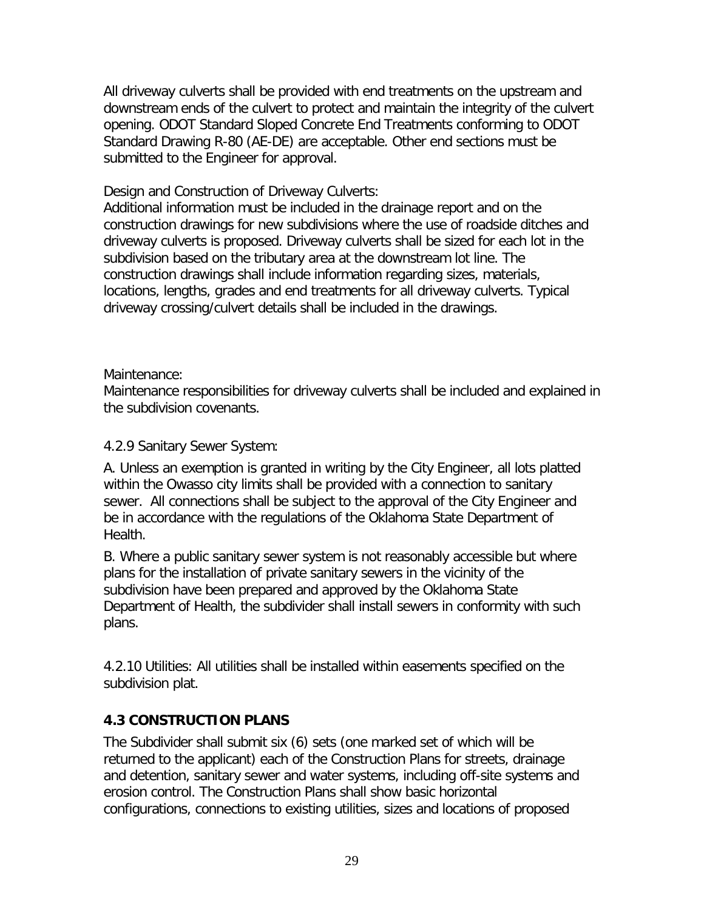All driveway culverts shall be provided with end treatments on the upstream and downstream ends of the culvert to protect and maintain the integrity of the culvert opening. ODOT Standard Sloped Concrete End Treatments conforming to ODOT Standard Drawing R-80 (AE-DE) are acceptable. Other end sections must be submitted to the Engineer for approval.

Design and Construction of Driveway Culverts:
Additional information must be included in the drainage report and on the construction drawings for new subdivisions where the use of roadside ditches and driveway culverts is proposed. Driveway culverts shall be sized for each lot in the subdivision based on the tributary area at the downstream lot line. The construction drawings shall include information regarding sizes, materials, locations, lengths, grades and end treatments for all driveway culverts. Typical driveway crossing/culvert details shall be included in the drawings.

Maintenance:
Maintenance responsibilities for driveway culverts shall be included and explained in the subdivision covenants.

4.2.9 Sanitary Sewer System:

A. Unless an exemption is granted in writing by the City Engineer, all lots platted within the Owasso city limits shall be provided with a connection to sanitary sewer. All connections shall be subject to the approval of the City Engineer and be in accordance with the regulations of the Oklahoma State Department of Health.

B. Where a public sanitary sewer system is not reasonably accessible but where plans for the installation of private sanitary sewers in the vicinity of the subdivision have been prepared and approved by the Oklahoma State Department of Health, the subdivider shall install sewers in conformity with such plans.

4.2.10 Utilities: All utilities shall be installed within easements specified on the subdivision plat.

## 4.3 CONSTRUCTION PLANS

The Subdivider shall submit six (6) sets (one marked set of which will be returned to the applicant) each of the Construction Plans for streets, drainage and detention, sanitary sewer and water systems, including off-site systems and erosion control. The Construction Plans shall show basic horizontal configurations, connections to existing utilities, sizes and locations of proposed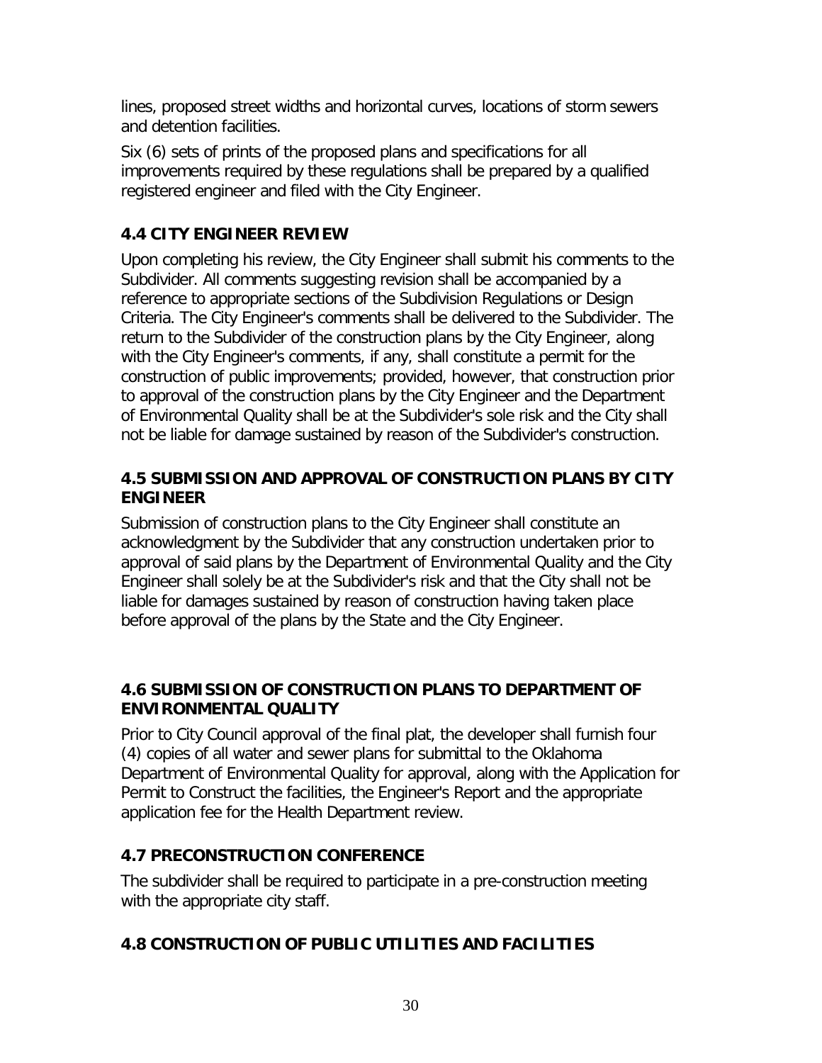lines, proposed street widths and horizontal curves, locations of storm sewers and detention facilities.

Six (6) sets of prints of the proposed plans and specifications for all improvements required by these regulations shall be prepared by a qualified registered engineer and filed with the City Engineer.

## 4.4 CITY ENGINEER REVIEW

Upon completing his review, the City Engineer shall submit his comments to the Subdivider. All comments suggesting revision shall be accompanied by a reference to appropriate sections of the Subdivision Regulations or Design Criteria. The City Engineer's comments shall be delivered to the Subdivider. The return to the Subdivider of the construction plans by the City Engineer, along with the City Engineer's comments, if any, shall constitute a permit for the construction of public improvements; provided, however, that construction prior to approval of the construction plans by the City Engineer and the Department of Environmental Quality shall be at the Subdivider's sole risk and the City shall not be liable for damage sustained by reason of the Subdivider's construction.

## 4.5 SUBMISSION AND APPROVAL OF CONSTRUCTION PLANS BY CITY ENGINEER

Submission of construction plans to the City Engineer shall constitute an acknowledgment by the Subdivider that any construction undertaken prior to approval of said plans by the Department of Environmental Quality and the City Engineer shall solely be at the Subdivider's risk and that the City shall not be liable for damages sustained by reason of construction having taken place before approval of the plans by the State and the City Engineer.

## 4.6 SUBMISSION OF CONSTRUCTION PLANS TO DEPARTMENT OF ENVIRONMENTAL QUALITY

Prior to City Council approval of the final plat, the developer shall furnish four (4) copies of all water and sewer plans for submittal to the Oklahoma Department of Environmental Quality for approval, along with the Application for Permit to Construct the facilities, the Engineer's Report and the appropriate application fee for the Health Department review.

## 4.7 PRECONSTRUCTION CONFERENCE

The subdivider shall be required to participate in a pre-construction meeting with the appropriate city staff.

## 4.8 CONSTRUCTION OF PUBLIC UTILITIES AND FACILITIES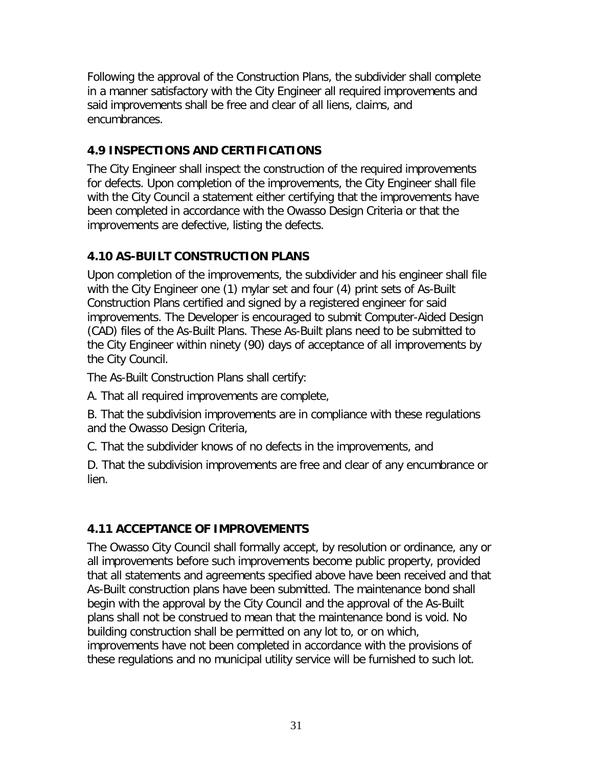Following the approval of the Construction Plans, the subdivider shall complete in a manner satisfactory with the City Engineer all required improvements and said improvements shall be free and clear of all liens, claims, and encumbrances.

### 4.9 INSPECTIONS AND CERTIFICATIONS

The City Engineer shall inspect the construction of the required improvements for defects. Upon completion of the improvements, the City Engineer shall file with the City Council a statement either certifying that the improvements have been completed in accordance with the Owasso Design Criteria or that the improvements are defective, listing the defects.

### 4.10 AS-BUILT CONSTRUCTION PLANS

Upon completion of the improvements, the subdivider and his engineer shall file with the City Engineer one (1) mylar set and four (4) print sets of As-Built Construction Plans certified and signed by a registered engineer for said improvements. The Developer is encouraged to submit Computer-Aided Design (CAD) files of the As-Built Plans. These As-Built plans need to be submitted to the City Engineer within ninety (90) days of acceptance of all improvements by the City Council.

The As-Built Construction Plans shall certify:

A. That all required improvements are complete,

B. That the subdivision improvements are in compliance with these regulations and the Owasso Design Criteria,

C. That the subdivider knows of no defects in the improvements, and

D. That the subdivision improvements are free and clear of any encumbrance or lien.

### 4.11 ACCEPTANCE OF IMPROVEMENTS

The Owasso City Council shall formally accept, by resolution or ordinance, any or all improvements before such improvements become public property, provided that all statements and agreements specified above have been received and that As-Built construction plans have been submitted. The maintenance bond shall begin with the approval by the City Council and the approval of the As-Built plans shall not be construed to mean that the maintenance bond is void. No building construction shall be permitted on any lot to, or on which, improvements have not been completed in accordance with the provisions of these regulations and no municipal utility service will be furnished to such lot.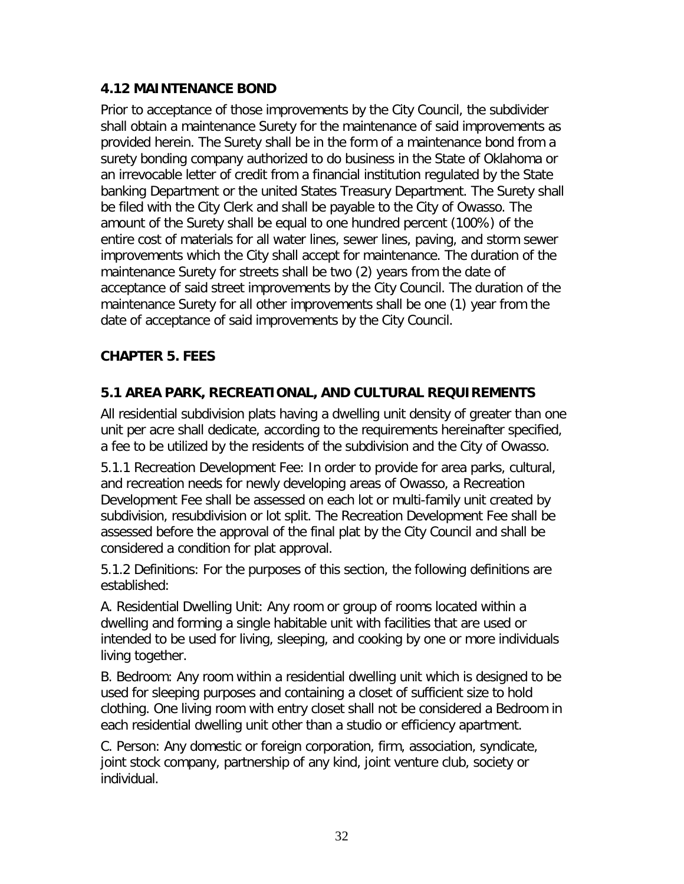### 4.12 MAINTENANCE BOND

Prior to acceptance of those improvements by the City Council, the subdivider shall obtain a maintenance Surety for the maintenance of said improvements as provided herein. The Surety shall be in the form of a maintenance bond from a surety bonding company authorized to do business in the State of Oklahoma or an irrevocable letter of credit from a financial institution regulated by the State banking Department or the united States Treasury Department. The Surety shall be filed with the City Clerk and shall be payable to the City of Owasso. The amount of the Surety shall be equal to one hundred percent (100%) of the entire cost of materials for all water lines, sewer lines, paving, and storm sewer improvements which the City shall accept for maintenance. The duration of the maintenance Surety for streets shall be two (2) years from the date of acceptance of said street improvements by the City Council. The duration of the maintenance Surety for all other improvements shall be one (1) year from the date of acceptance of said improvements by the City Council.

## CHAPTER 5. FEES

### 5.1 AREA PARK, RECREATIONAL, AND CULTURAL REQUIREMENTS

All residential subdivision plats having a dwelling unit density of greater than one unit per acre shall dedicate, according to the requirements hereinafter specified, a fee to be utilized by the residents of the subdivision and the City of Owasso.

5.1.1 Recreation Development Fee: In order to provide for area parks, cultural, and recreation needs for newly developing areas of Owasso, a Recreation Development Fee shall be assessed on each lot or multi-family unit created by subdivision, resubdivision or lot split. The Recreation Development Fee shall be assessed before the approval of the final plat by the City Council and shall be considered a condition for plat approval.

5.1.2 Definitions: For the purposes of this section, the following definitions are established:

A. Residential Dwelling Unit: Any room or group of rooms located within a dwelling and forming a single habitable unit with facilities that are used or intended to be used for living, sleeping, and cooking by one or more individuals living together.

B. Bedroom: Any room within a residential dwelling unit which is designed to be used for sleeping purposes and containing a closet of sufficient size to hold clothing. One living room with entry closet shall not be considered a Bedroom in each residential dwelling unit other than a studio or efficiency apartment.

C. Person: Any domestic or foreign corporation, firm, association, syndicate, joint stock company, partnership of any kind, joint venture club, society or individual.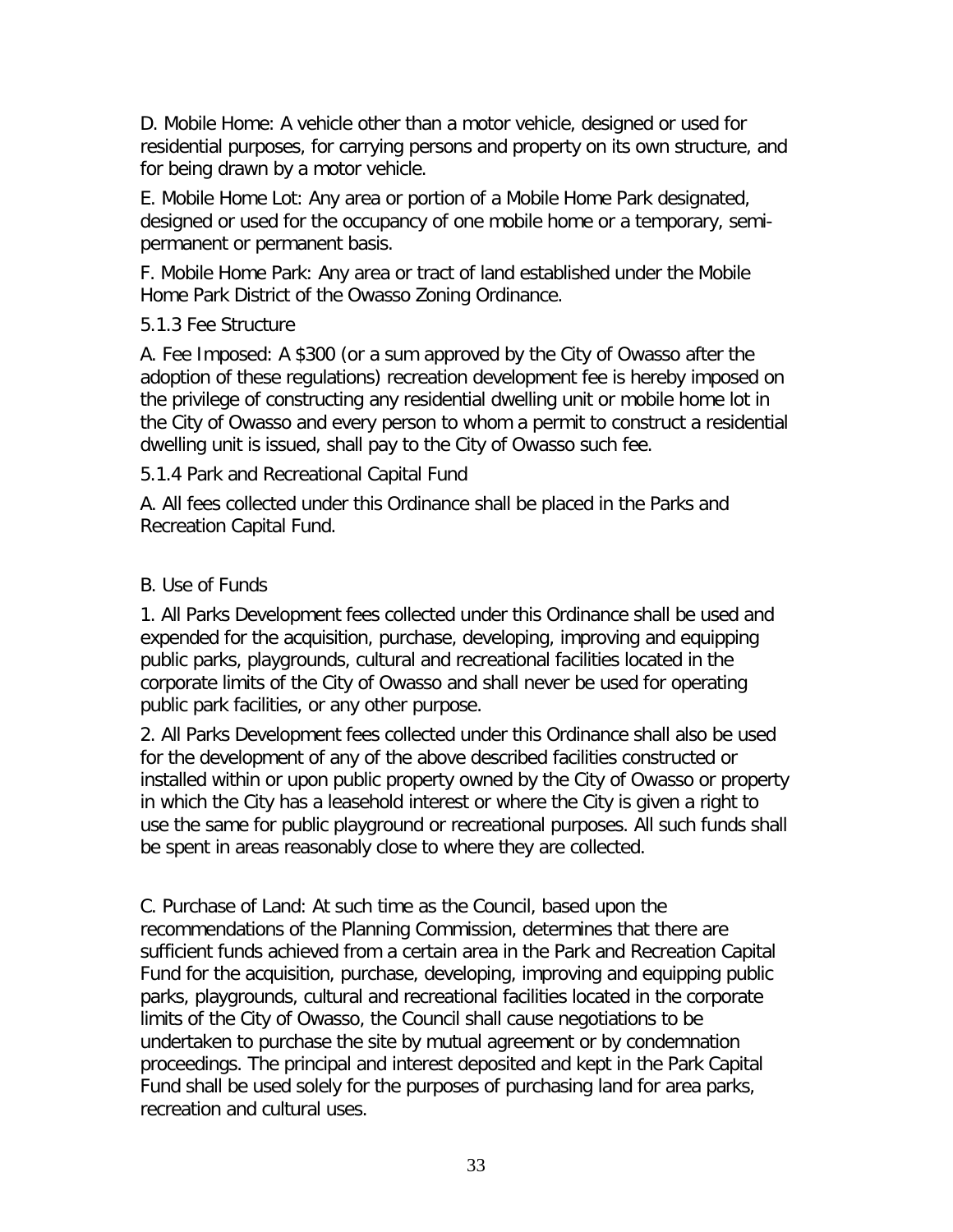D. Mobile Home: A vehicle other than a motor vehicle, designed or used for residential purposes, for carrying persons and property on its own structure, and for being drawn by a motor vehicle.

E. Mobile Home Lot: Any area or portion of a Mobile Home Park designated, designed or used for the occupancy of one mobile home or a temporary, semi-permanent or permanent basis.

F. Mobile Home Park: Any area or tract of land established under the Mobile Home Park District of the Owasso Zoning Ordinance.

5.1.3 Fee Structure

A. Fee Imposed: A $300 (or a sum approved by the City of Owasso after the adoption of these regulations) recreation development fee is hereby imposed on the privilege of constructing any residential dwelling unit or mobile home lot in the City of Owasso and every person to whom a permit to construct a residential dwelling unit is issued, shall pay to the City of Owasso such fee.

5.1.4 Park and Recreational Capital Fund

A. All fees collected under this Ordinance shall be placed in the Parks and Recreation Capital Fund.

B. Use of Funds

1. All Parks Development fees collected under this Ordinance shall be used and expended for the acquisition, purchase, developing, improving and equipping public parks, playgrounds, cultural and recreational facilities located in the corporate limits of the City of Owasso and shall never be used for operating public park facilities, or any other purpose.

2. All Parks Development fees collected under this Ordinance shall also be used for the development of any of the above described facilities constructed or installed within or upon public property owned by the City of Owasso or property in which the City has a leasehold interest or where the City is given a right to use the same for public playground or recreational purposes. All such funds shall be spent in areas reasonably close to where they are collected.

C. Purchase of Land: At such time as the Council, based upon the recommendations of the Planning Commission, determines that there are sufficient funds achieved from a certain area in the Park and Recreation Capital Fund for the acquisition, purchase, developing, improving and equipping public parks, playgrounds, cultural and recreational facilities located in the corporate limits of the City of Owasso, the Council shall cause negotiations to be undertaken to purchase the site by mutual agreement or by condemnation proceedings. The principal and interest deposited and kept in the Park Capital Fund shall be used solely for the purposes of purchasing land for area parks, recreation and cultural uses.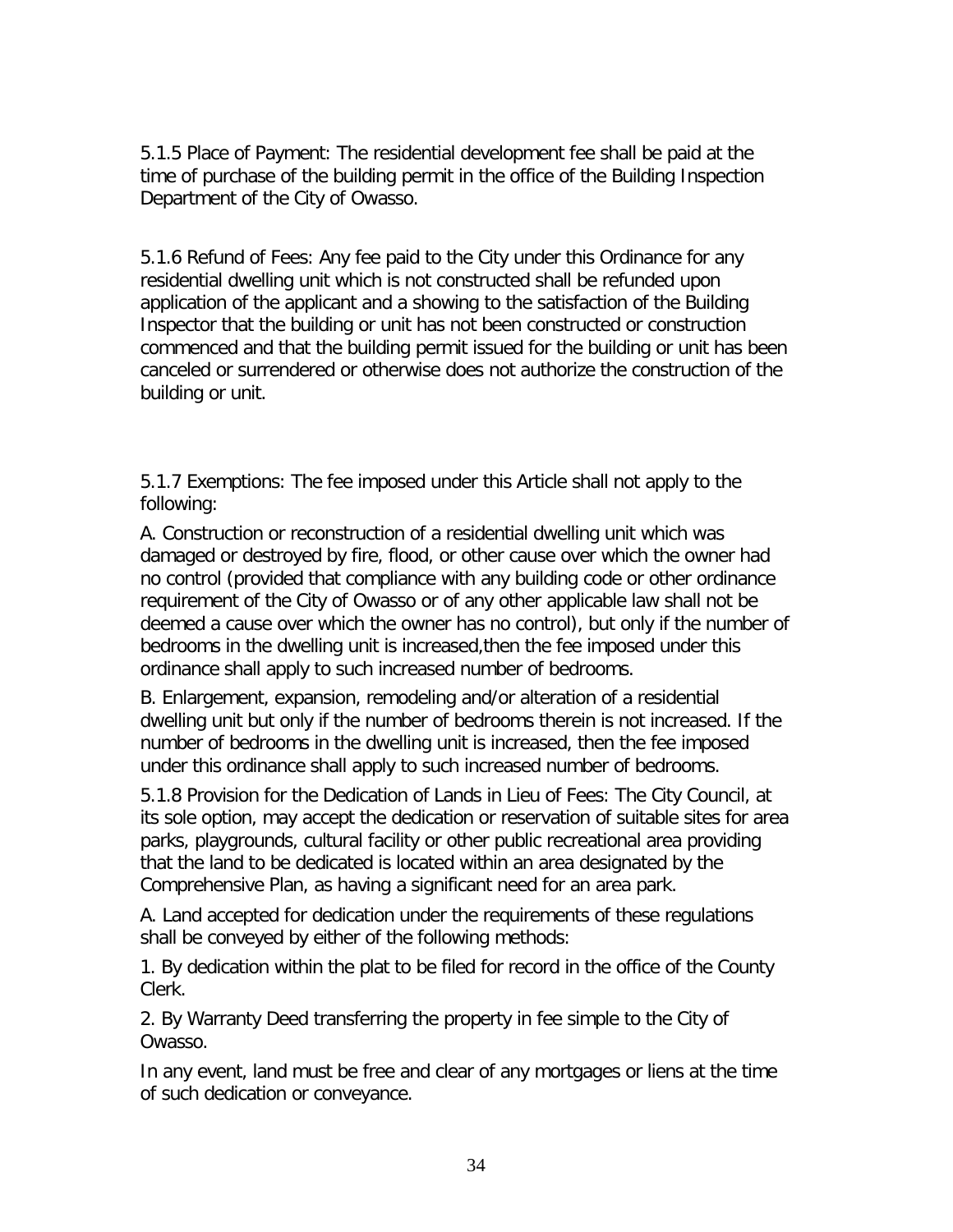5.1.5 Place of Payment: The residential development fee shall be paid at the time of purchase of the building permit in the office of the Building Inspection Department of the City of Owasso.

5.1.6 Refund of Fees: Any fee paid to the City under this Ordinance for any residential dwelling unit which is not constructed shall be refunded upon application of the applicant and a showing to the satisfaction of the Building Inspector that the building or unit has not been constructed or construction commenced and that the building permit issued for the building or unit has been canceled or surrendered or otherwise does not authorize the construction of the building or unit.

5.1.7 Exemptions: The fee imposed under this Article shall not apply to the following:

A. Construction or reconstruction of a residential dwelling unit which was damaged or destroyed by fire, flood, or other cause over which the owner had no control (provided that compliance with any building code or other ordinance requirement of the City of Owasso or of any other applicable law shall not be deemed a cause over which the owner has no control), but only if the number of bedrooms in the dwelling unit is increased,then the fee imposed under this ordinance shall apply to such increased number of bedrooms.

B. Enlargement, expansion, remodeling and/or alteration of a residential dwelling unit but only if the number of bedrooms therein is not increased. If the number of bedrooms in the dwelling unit is increased, then the fee imposed under this ordinance shall apply to such increased number of bedrooms.

5.1.8 Provision for the Dedication of Lands in Lieu of Fees: The City Council, at its sole option, may accept the dedication or reservation of suitable sites for area parks, playgrounds, cultural facility or other public recreational area providing that the land to be dedicated is located within an area designated by the Comprehensive Plan, as having a significant need for an area park.

A. Land accepted for dedication under the requirements of these regulations shall be conveyed by either of the following methods:

1. By dedication within the plat to be filed for record in the office of the County Clerk.

2. By Warranty Deed transferring the property in fee simple to the City of Owasso.

In any event, land must be free and clear of any mortgages or liens at the time of such dedication or conveyance.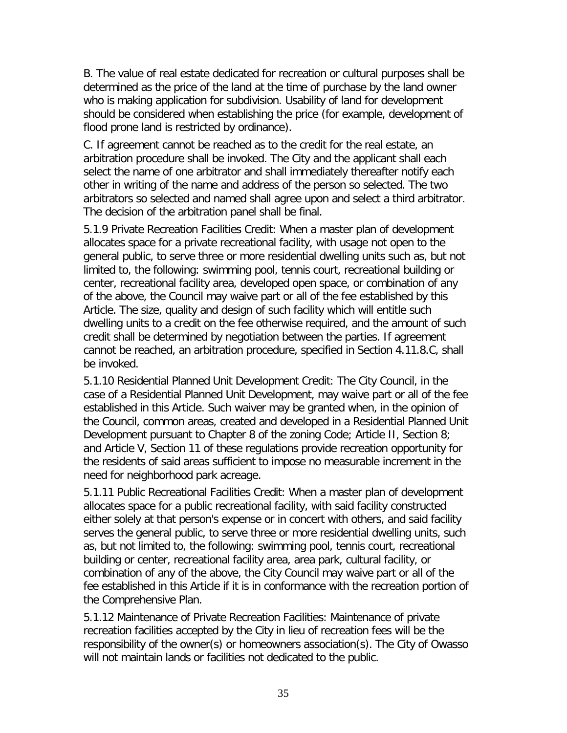B. The value of real estate dedicated for recreation or cultural purposes shall be determined as the price of the land at the time of purchase by the land owner who is making application for subdivision. Usability of land for development should be considered when establishing the price (for example, development of flood prone land is restricted by ordinance).

C. If agreement cannot be reached as to the credit for the real estate, an arbitration procedure shall be invoked. The City and the applicant shall each select the name of one arbitrator and shall immediately thereafter notify each other in writing of the name and address of the person so selected. The two arbitrators so selected and named shall agree upon and select a third arbitrator. The decision of the arbitration panel shall be final.

5.1.9 Private Recreation Facilities Credit: When a master plan of development allocates space for a private recreational facility, with usage not open to the general public, to serve three or more residential dwelling units such as, but not limited to, the following: swimming pool, tennis court, recreational building or center, recreational facility area, developed open space, or combination of any of the above, the Council may waive part or all of the fee established by this Article. The size, quality and design of such facility which will entitle such dwelling units to a credit on the fee otherwise required, and the amount of such credit shall be determined by negotiation between the parties. If agreement cannot be reached, an arbitration procedure, specified in Section 4.11.8.C, shall be invoked.

5.1.10 Residential Planned Unit Development Credit: The City Council, in the case of a Residential Planned Unit Development, may waive part or all of the fee established in this Article. Such waiver may be granted when, in the opinion of the Council, common areas, created and developed in a Residential Planned Unit Development pursuant to Chapter 8 of the zoning Code; Article II, Section 8; and Article V, Section 11 of these regulations provide recreation opportunity for the residents of said areas sufficient to impose no measurable increment in the need for neighborhood park acreage.

5.1.11 Public Recreational Facilities Credit: When a master plan of development allocates space for a public recreational facility, with said facility constructed either solely at that person's expense or in concert with others, and said facility serves the general public, to serve three or more residential dwelling units, such as, but not limited to, the following: swimming pool, tennis court, recreational building or center, recreational facility area, area park, cultural facility, or combination of any of the above, the City Council may waive part or all of the fee established in this Article if it is in conformance with the recreation portion of the Comprehensive Plan.

5.1.12 Maintenance of Private Recreation Facilities: Maintenance of private recreation facilities accepted by the City in lieu of recreation fees will be the responsibility of the owner(s) or homeowners association(s). The City of Owasso will not maintain lands or facilities not dedicated to the public.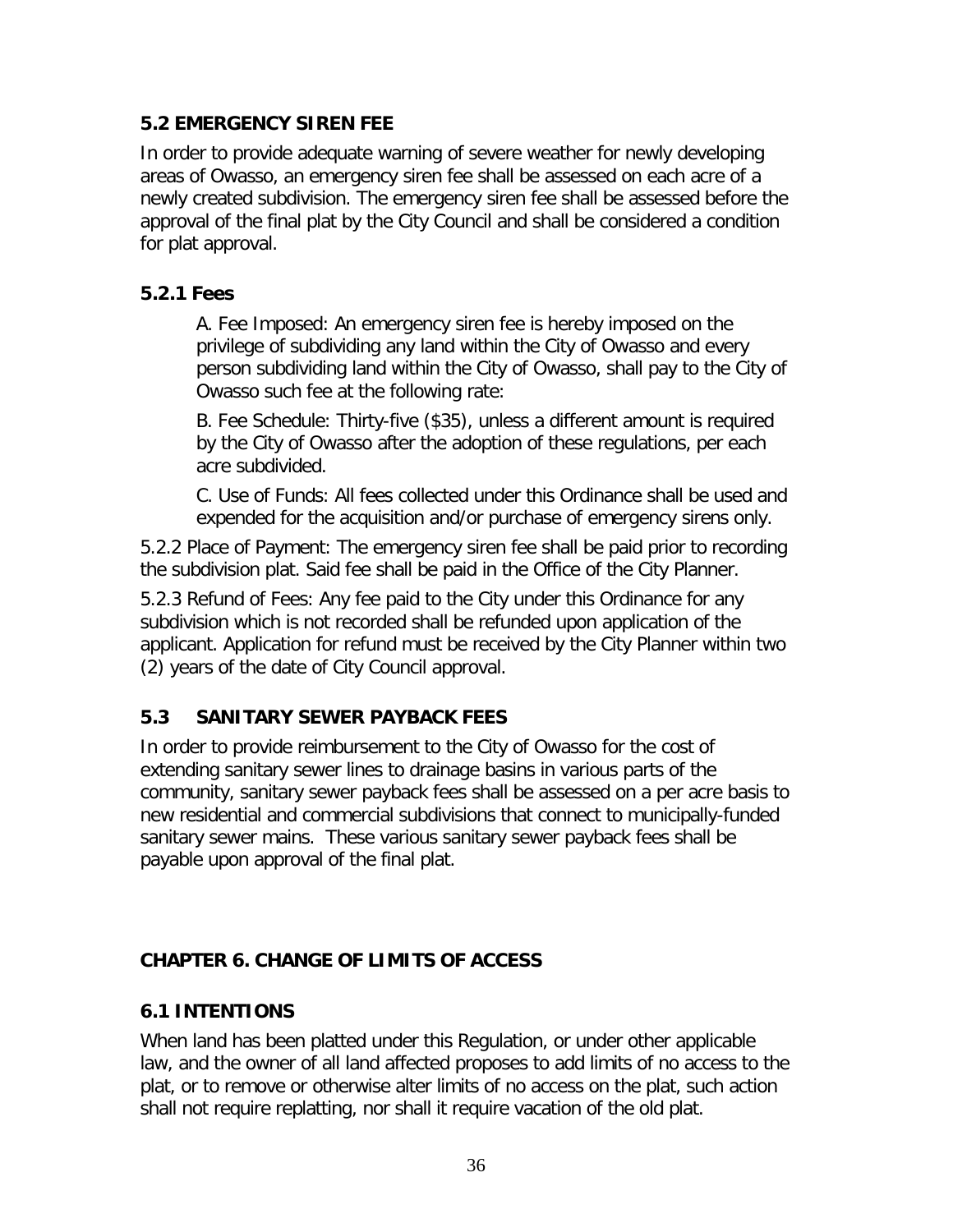### 5.2 EMERGENCY SIREN FEE

In order to provide adequate warning of severe weather for newly developing areas of Owasso, an emergency siren fee shall be assessed on each acre of a newly created subdivision. The emergency siren fee shall be assessed before the approval of the final plat by the City Council and shall be considered a condition for plat approval.

#### 5.2.1 Fees

A. Fee Imposed: An emergency siren fee is hereby imposed on the privilege of subdividing any land within the City of Owasso and every person subdividing land within the City of Owasso, shall pay to the City of Owasso such fee at the following rate:

B. Fee Schedule: Thirty-five ($35), unless a different amount is required by the City of Owasso after the adoption of these regulations, per each acre subdivided.

C. Use of Funds: All fees collected under this Ordinance shall be used and expended for the acquisition and/or purchase of emergency sirens only.

5.2.2 Place of Payment: The emergency siren fee shall be paid prior to recording the subdivision plat. Said fee shall be paid in the Office of the City Planner.

5.2.3 Refund of Fees: Any fee paid to the City under this Ordinance for any subdivision which is not recorded shall be refunded upon application of the applicant. Application for refund must be received by the City Planner within two (2) years of the date of City Council approval.

### 5.3 SANITARY SEWER PAYBACK FEES

In order to provide reimbursement to the City of Owasso for the cost of extending sanitary sewer lines to drainage basins in various parts of the community, sanitary sewer payback fees shall be assessed on a per acre basis to new residential and commercial subdivisions that connect to municipally-funded sanitary sewer mains. These various sanitary sewer payback fees shall be payable upon approval of the final plat.

## CHAPTER 6. CHANGE OF LIMITS OF ACCESS

### 6.1 INTENTIONS

When land has been platted under this Regulation, or under other applicable law, and the owner of all land affected proposes to add limits of no access to the plat, or to remove or otherwise alter limits of no access on the plat, such action shall not require replatting, nor shall it require vacation of the old plat.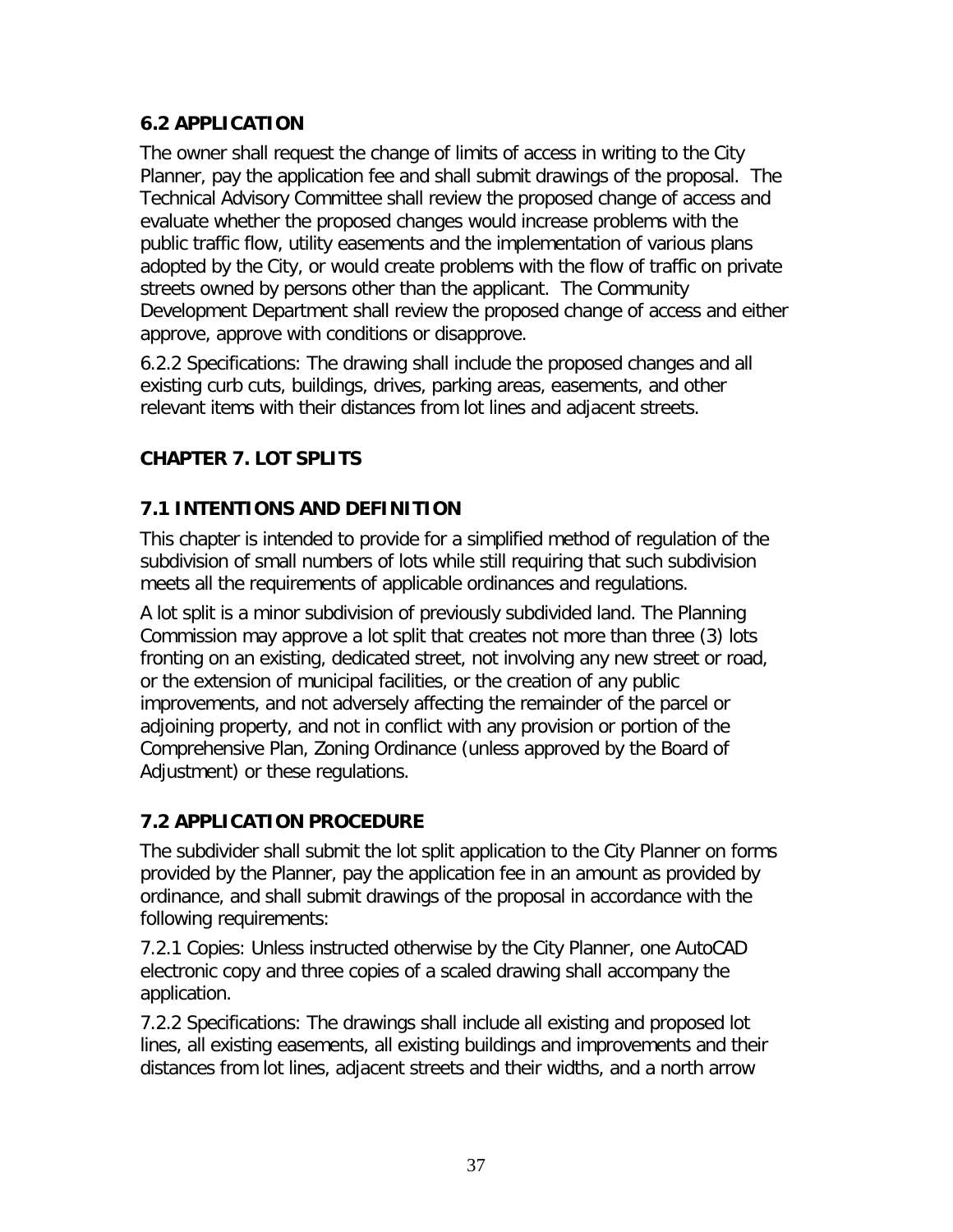### 6.2 APPLICATION

The owner shall request the change of limits of access in writing to the City Planner, pay the application fee and shall submit drawings of the proposal. The Technical Advisory Committee shall review the proposed change of access and evaluate whether the proposed changes would increase problems with the public traffic flow, utility easements and the implementation of various plans adopted by the City, or would create problems with the flow of traffic on private streets owned by persons other than the applicant. The Community Development Department shall review the proposed change of access and either approve, approve with conditions or disapprove.

6.2.2 Specifications: The drawing shall include the proposed changes and all existing curb cuts, buildings, drives, parking areas, easements, and other relevant items with their distances from lot lines and adjacent streets.

## CHAPTER 7. LOT SPLITS

### 7.1 INTENTIONS AND DEFINITION

This chapter is intended to provide for a simplified method of regulation of the subdivision of small numbers of lots while still requiring that such subdivision meets all the requirements of applicable ordinances and regulations.

A lot split is a minor subdivision of previously subdivided land. The Planning Commission may approve a lot split that creates not more than three (3) lots fronting on an existing, dedicated street, not involving any new street or road, or the extension of municipal facilities, or the creation of any public improvements, and not adversely affecting the remainder of the parcel or adjoining property, and not in conflict with any provision or portion of the Comprehensive Plan, Zoning Ordinance (unless approved by the Board of Adjustment) or these regulations.

### 7.2 APPLICATION PROCEDURE

The subdivider shall submit the lot split application to the City Planner on forms provided by the Planner, pay the application fee in an amount as provided by ordinance, and shall submit drawings of the proposal in accordance with the following requirements:

7.2.1 Copies: Unless instructed otherwise by the City Planner, one AutoCAD electronic copy and three copies of a scaled drawing shall accompany the application.

7.2.2 Specifications: The drawings shall include all existing and proposed lot lines, all existing easements, all existing buildings and improvements and their distances from lot lines, adjacent streets and their widths, and a north arrow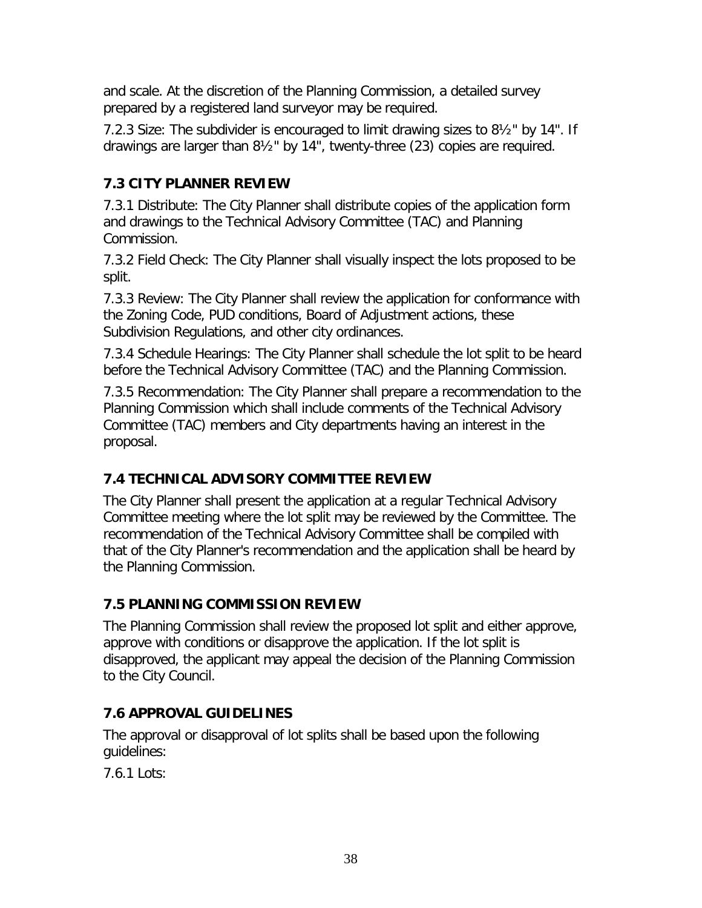and scale. At the discretion of the Planning Commission, a detailed survey prepared by a registered land surveyor may be required.

7.2.3 Size: The subdivider is encouraged to limit drawing sizes to 8½" by 14". If drawings are larger than 8½" by 14", twenty-three (23) copies are required.

## 7.3 CITY PLANNER REVIEW

7.3.1 Distribute: The City Planner shall distribute copies of the application form and drawings to the Technical Advisory Committee (TAC) and Planning Commission.

7.3.2 Field Check: The City Planner shall visually inspect the lots proposed to be split.

7.3.3 Review: The City Planner shall review the application for conformance with the Zoning Code, PUD conditions, Board of Adjustment actions, these Subdivision Regulations, and other city ordinances.

7.3.4 Schedule Hearings: The City Planner shall schedule the lot split to be heard before the Technical Advisory Committee (TAC) and the Planning Commission.

7.3.5 Recommendation: The City Planner shall prepare a recommendation to the Planning Commission which shall include comments of the Technical Advisory Committee (TAC) members and City departments having an interest in the proposal.

## 7.4 TECHNICAL ADVISORY COMMITTEE REVIEW

The City Planner shall present the application at a regular Technical Advisory Committee meeting where the lot split may be reviewed by the Committee. The recommendation of the Technical Advisory Committee shall be compiled with that of the City Planner's recommendation and the application shall be heard by the Planning Commission.

## 7.5 PLANNING COMMISSION REVIEW

The Planning Commission shall review the proposed lot split and either approve, approve with conditions or disapprove the application. If the lot split is disapproved, the applicant may appeal the decision of the Planning Commission to the City Council.

## 7.6 APPROVAL GUIDELINES

The approval or disapproval of lot splits shall be based upon the following guidelines:

7.6.1 Lots: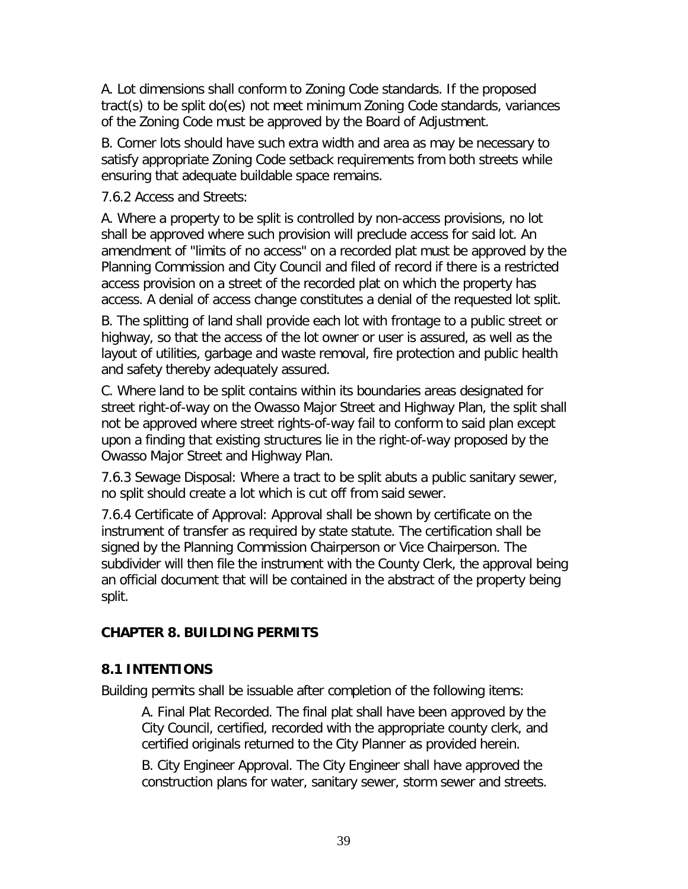A. Lot dimensions shall conform to Zoning Code standards. If the proposed tract(s) to be split do(es) not meet minimum Zoning Code standards, variances of the Zoning Code must be approved by the Board of Adjustment.

B. Corner lots should have such extra width and area as may be necessary to satisfy appropriate Zoning Code setback requirements from both streets while ensuring that adequate buildable space remains.

7.6.2 Access and Streets:

A. Where a property to be split is controlled by non-access provisions, no lot shall be approved where such provision will preclude access for said lot. An amendment of "limits of no access" on a recorded plat must be approved by the Planning Commission and City Council and filed of record if there is a restricted access provision on a street of the recorded plat on which the property has access. A denial of access change constitutes a denial of the requested lot split.

B. The splitting of land shall provide each lot with frontage to a public street or highway, so that the access of the lot owner or user is assured, as well as the layout of utilities, garbage and waste removal, fire protection and public health and safety thereby adequately assured.

C. Where land to be split contains within its boundaries areas designated for street right-of-way on the Owasso Major Street and Highway Plan, the split shall not be approved where street rights-of-way fail to conform to said plan except upon a finding that existing structures lie in the right-of-way proposed by the Owasso Major Street and Highway Plan.

7.6.3 Sewage Disposal: Where a tract to be split abuts a public sanitary sewer, no split should create a lot which is cut off from said sewer.

7.6.4 Certificate of Approval: Approval shall be shown by certificate on the instrument of transfer as required by state statute. The certification shall be signed by the Planning Commission Chairperson or Vice Chairperson. The subdivider will then file the instrument with the County Clerk, the approval being an official document that will be contained in the abstract of the property being split.

## CHAPTER 8. BUILDING PERMITS

### 8.1 INTENTIONS

Building permits shall be issuable after completion of the following items:

A. Final Plat Recorded. The final plat shall have been approved by the City Council, certified, recorded with the appropriate county clerk, and certified originals returned to the City Planner as provided herein.

B. City Engineer Approval. The City Engineer shall have approved the construction plans for water, sanitary sewer, storm sewer and streets.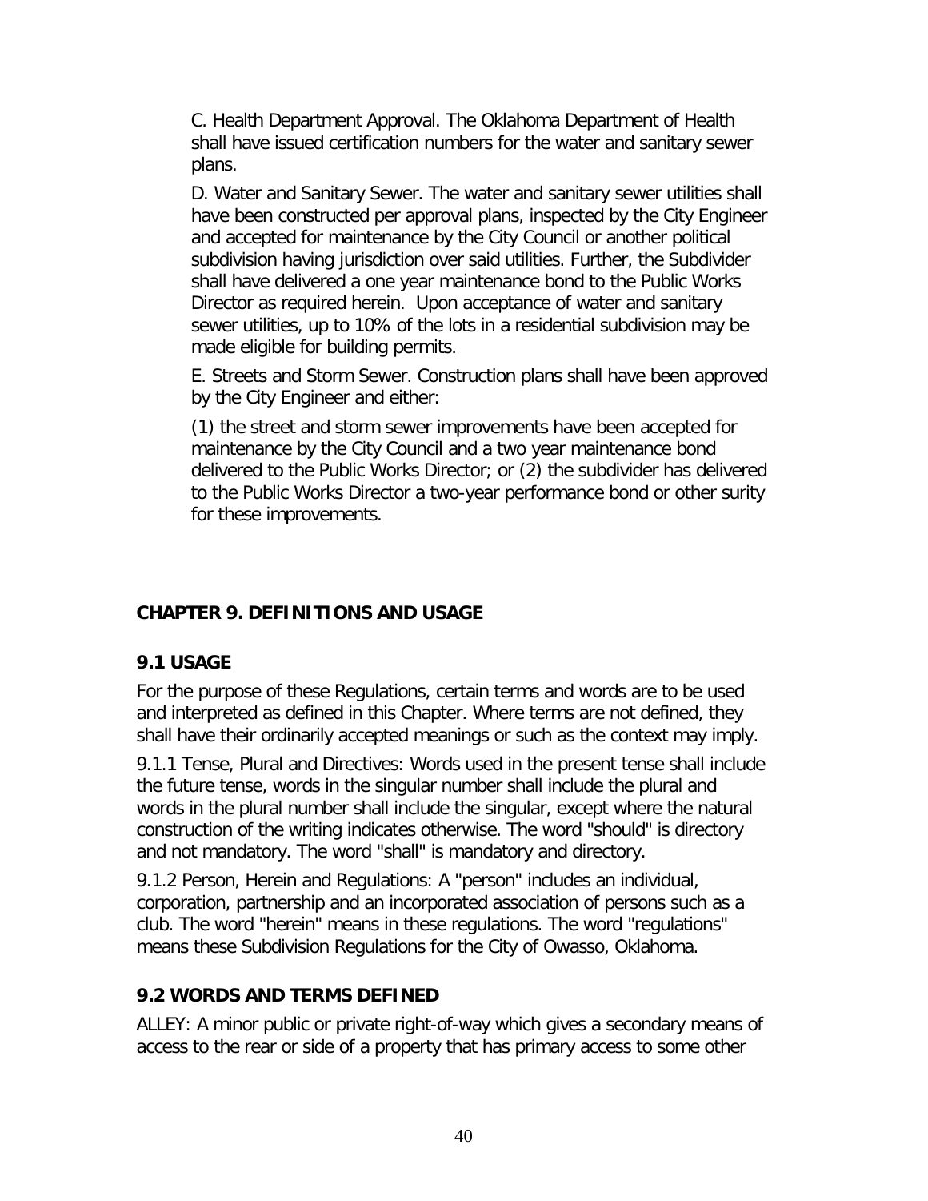C. Health Department Approval. The Oklahoma Department of Health shall have issued certification numbers for the water and sanitary sewer plans.

D. Water and Sanitary Sewer. The water and sanitary sewer utilities shall have been constructed per approval plans, inspected by the City Engineer and accepted for maintenance by the City Council or another political subdivision having jurisdiction over said utilities. Further, the Subdivider shall have delivered a one year maintenance bond to the Public Works Director as required herein. Upon acceptance of water and sanitary sewer utilities, up to 10% of the lots in a residential subdivision may be made eligible for building permits.

E. Streets and Storm Sewer. Construction plans shall have been approved by the City Engineer and either:

(1) the street and storm sewer improvements have been accepted for maintenance by the City Council and a two year maintenance bond delivered to the Public Works Director; or (2) the subdivider has delivered to the Public Works Director a two-year performance bond or other surity for these improvements.

## CHAPTER 9. DEFINITIONS AND USAGE

### 9.1 USAGE

For the purpose of these Regulations, certain terms and words are to be used and interpreted as defined in this Chapter. Where terms are not defined, they shall have their ordinarily accepted meanings or such as the context may imply.

9.1.1 Tense, Plural and Directives: Words used in the present tense shall include the future tense, words in the singular number shall include the plural and words in the plural number shall include the singular, except where the natural construction of the writing indicates otherwise. The word "should" is directory and not mandatory. The word "shall" is mandatory and directory.

9.1.2 Person, Herein and Regulations: A "person" includes an individual, corporation, partnership and an incorporated association of persons such as a club. The word "herein" means in these regulations. The word "regulations" means these Subdivision Regulations for the City of Owasso, Oklahoma.

### 9.2 WORDS AND TERMS DEFINED

ALLEY: A minor public or private right-of-way which gives a secondary means of access to the rear or side of a property that has primary access to some other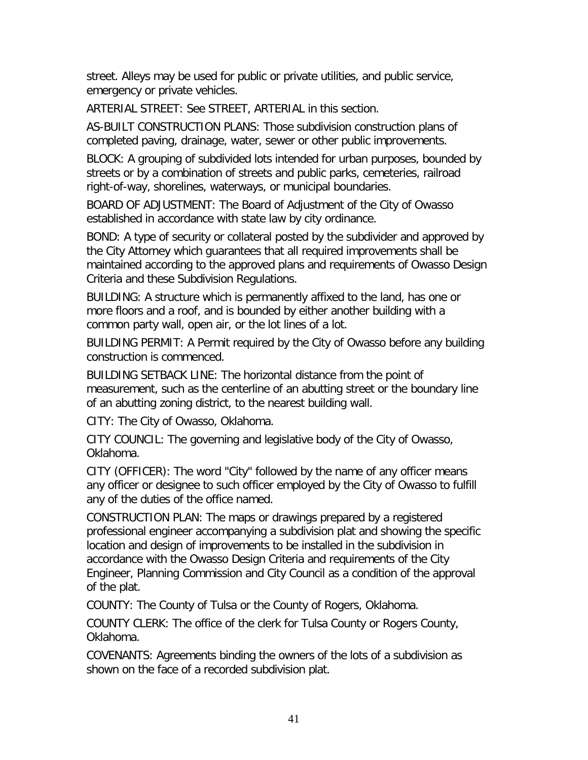street. Alleys may be used for public or private utilities, and public service, emergency or private vehicles.

ARTERIAL STREET: See STREET, ARTERIAL in this section.

AS-BUILT CONSTRUCTION PLANS: Those subdivision construction plans of completed paving, drainage, water, sewer or other public improvements.

BLOCK: A grouping of subdivided lots intended for urban purposes, bounded by streets or by a combination of streets and public parks, cemeteries, railroad right-of-way, shorelines, waterways, or municipal boundaries.

BOARD OF ADJUSTMENT: The Board of Adjustment of the City of Owasso established in accordance with state law by city ordinance.

BOND: A type of security or collateral posted by the subdivider and approved by the City Attorney which guarantees that all required improvements shall be maintained according to the approved plans and requirements of Owasso Design Criteria and these Subdivision Regulations.

BUILDING: A structure which is permanently affixed to the land, has one or more floors and a roof, and is bounded by either another building with a common party wall, open air, or the lot lines of a lot.

BUILDING PERMIT: A Permit required by the City of Owasso before any building construction is commenced.

BUILDING SETBACK LINE: The horizontal distance from the point of measurement, such as the centerline of an abutting street or the boundary line of an abutting zoning district, to the nearest building wall.

CITY: The City of Owasso, Oklahoma.

CITY COUNCIL: The governing and legislative body of the City of Owasso, Oklahoma.

CITY (OFFICER): The word "City" followed by the name of any officer means any officer or designee to such officer employed by the City of Owasso to fulfill any of the duties of the office named.

CONSTRUCTION PLAN: The maps or drawings prepared by a registered professional engineer accompanying a subdivision plat and showing the specific location and design of improvements to be installed in the subdivision in accordance with the Owasso Design Criteria and requirements of the City Engineer, Planning Commission and City Council as a condition of the approval of the plat.

COUNTY: The County of Tulsa or the County of Rogers, Oklahoma.

COUNTY CLERK: The office of the clerk for Tulsa County or Rogers County, Oklahoma.

COVENANTS: Agreements binding the owners of the lots of a subdivision as shown on the face of a recorded subdivision plat.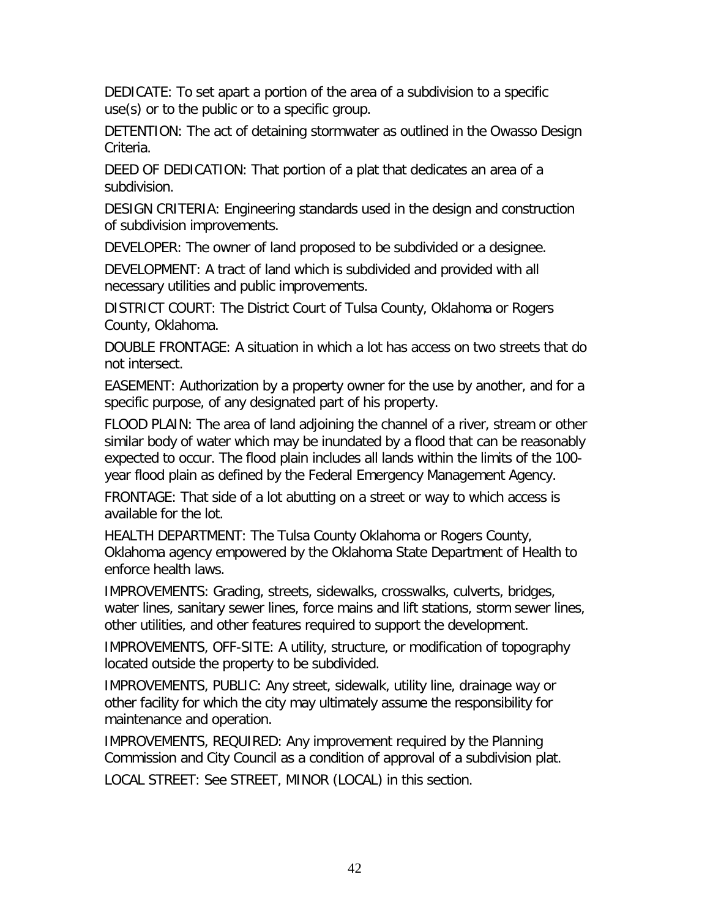DEDICATE: To set apart a portion of the area of a subdivision to a specific use(s) or to the public or to a specific group.

DETENTION: The act of detaining stormwater as outlined in the Owasso Design Criteria.

DEED OF DEDICATION: That portion of a plat that dedicates an area of a subdivision.

DESIGN CRITERIA: Engineering standards used in the design and construction of subdivision improvements.

DEVELOPER: The owner of land proposed to be subdivided or a designee.

DEVELOPMENT: A tract of land which is subdivided and provided with all necessary utilities and public improvements.

DISTRICT COURT: The District Court of Tulsa County, Oklahoma or Rogers County, Oklahoma.

DOUBLE FRONTAGE: A situation in which a lot has access on two streets that do not intersect.

EASEMENT: Authorization by a property owner for the use by another, and for a specific purpose, of any designated part of his property.

FLOOD PLAIN: The area of land adjoining the channel of a river, stream or other similar body of water which may be inundated by a flood that can be reasonably expected to occur. The flood plain includes all lands within the limits of the 100-year flood plain as defined by the Federal Emergency Management Agency.

FRONTAGE: That side of a lot abutting on a street or way to which access is available for the lot.

HEALTH DEPARTMENT: The Tulsa County Oklahoma or Rogers County, Oklahoma agency empowered by the Oklahoma State Department of Health to enforce health laws.

IMPROVEMENTS: Grading, streets, sidewalks, crosswalks, culverts, bridges, water lines, sanitary sewer lines, force mains and lift stations, storm sewer lines, other utilities, and other features required to support the development.

IMPROVEMENTS, OFF-SITE: A utility, structure, or modification of topography located outside the property to be subdivided.

IMPROVEMENTS, PUBLIC: Any street, sidewalk, utility line, drainage way or other facility for which the city may ultimately assume the responsibility for maintenance and operation.

IMPROVEMENTS, REQUIRED: Any improvement required by the Planning Commission and City Council as a condition of approval of a subdivision plat.

LOCAL STREET: See STREET, MINOR (LOCAL) in this section.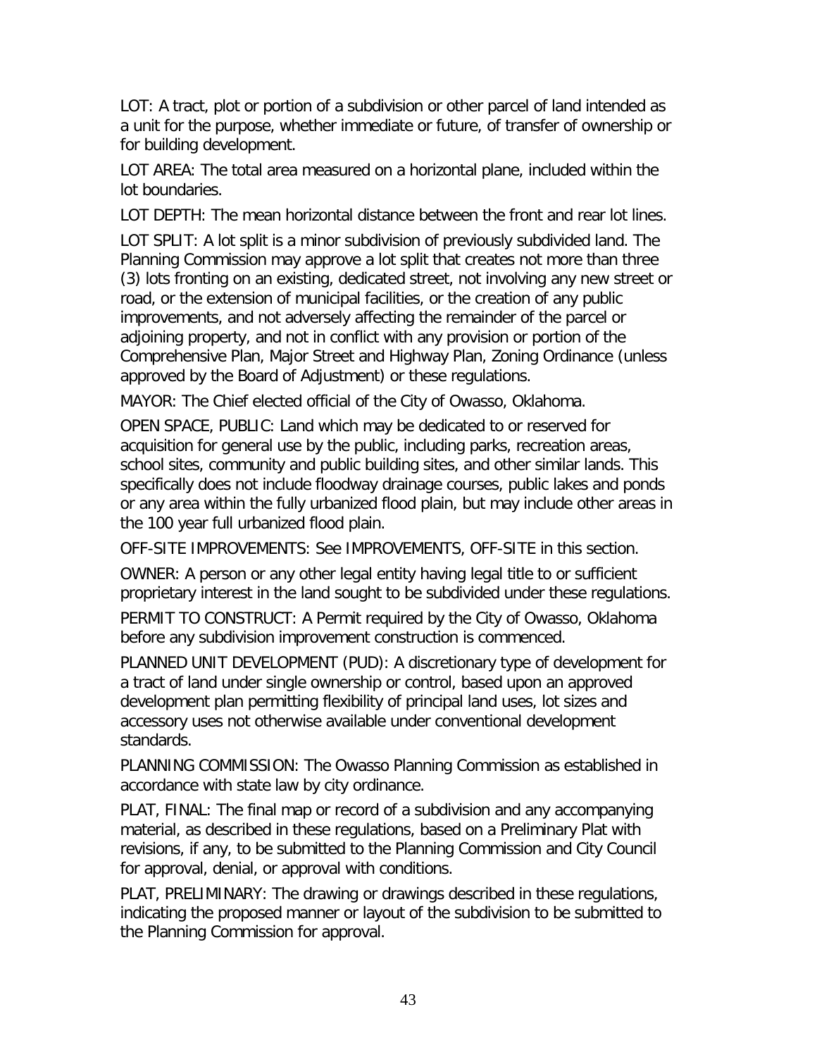LOT: A tract, plot or portion of a subdivision or other parcel of land intended as a unit for the purpose, whether immediate or future, of transfer of ownership or for building development.

LOT AREA: The total area measured on a horizontal plane, included within the lot boundaries.

LOT DEPTH: The mean horizontal distance between the front and rear lot lines.

LOT SPLIT: A lot split is a minor subdivision of previously subdivided land. The Planning Commission may approve a lot split that creates not more than three (3) lots fronting on an existing, dedicated street, not involving any new street or road, or the extension of municipal facilities, or the creation of any public improvements, and not adversely affecting the remainder of the parcel or adjoining property, and not in conflict with any provision or portion of the Comprehensive Plan, Major Street and Highway Plan, Zoning Ordinance (unless approved by the Board of Adjustment) or these regulations.

MAYOR: The Chief elected official of the City of Owasso, Oklahoma.

OPEN SPACE, PUBLIC: Land which may be dedicated to or reserved for acquisition for general use by the public, including parks, recreation areas, school sites, community and public building sites, and other similar lands. This specifically does not include floodway drainage courses, public lakes and ponds or any area within the fully urbanized flood plain, but may include other areas in the 100 year full urbanized flood plain.

OFF-SITE IMPROVEMENTS: See IMPROVEMENTS, OFF-SITE in this section.

OWNER: A person or any other legal entity having legal title to or sufficient proprietary interest in the land sought to be subdivided under these regulations.

PERMIT TO CONSTRUCT: A Permit required by the City of Owasso, Oklahoma before any subdivision improvement construction is commenced.

PLANNED UNIT DEVELOPMENT (PUD): A discretionary type of development for a tract of land under single ownership or control, based upon an approved development plan permitting flexibility of principal land uses, lot sizes and accessory uses not otherwise available under conventional development standards.

PLANNING COMMISSION: The Owasso Planning Commission as established in accordance with state law by city ordinance.

PLAT, FINAL: The final map or record of a subdivision and any accompanying material, as described in these regulations, based on a Preliminary Plat with revisions, if any, to be submitted to the Planning Commission and City Council for approval, denial, or approval with conditions.

PLAT, PRELIMINARY: The drawing or drawings described in these regulations, indicating the proposed manner or layout of the subdivision to be submitted to the Planning Commission for approval.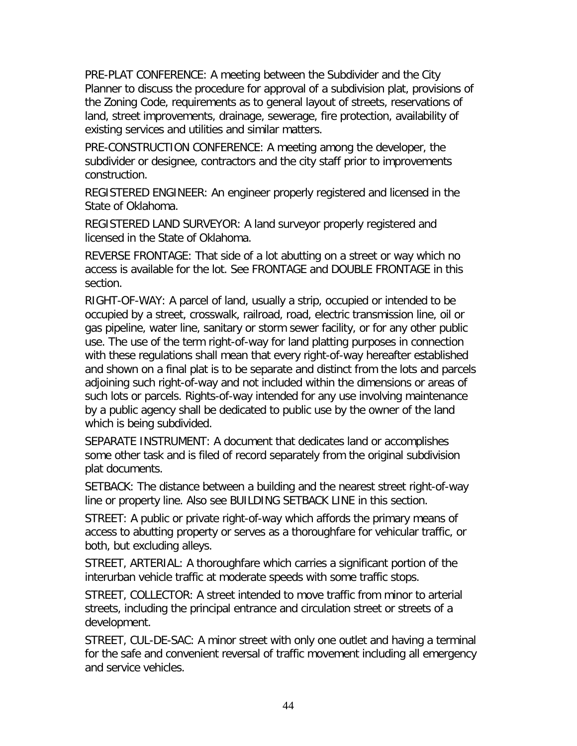PRE-PLAT CONFERENCE: A meeting between the Subdivider and the City Planner to discuss the procedure for approval of a subdivision plat, provisions of the Zoning Code, requirements as to general layout of streets, reservations of land, street improvements, drainage, sewerage, fire protection, availability of existing services and utilities and similar matters.

PRE-CONSTRUCTION CONFERENCE: A meeting among the developer, the subdivider or designee, contractors and the city staff prior to improvements construction.

REGISTERED ENGINEER: An engineer properly registered and licensed in the State of Oklahoma.

REGISTERED LAND SURVEYOR: A land surveyor properly registered and licensed in the State of Oklahoma.

REVERSE FRONTAGE: That side of a lot abutting on a street or way which no access is available for the lot. See FRONTAGE and DOUBLE FRONTAGE in this section.

RIGHT-OF-WAY: A parcel of land, usually a strip, occupied or intended to be occupied by a street, crosswalk, railroad, road, electric transmission line, oil or gas pipeline, water line, sanitary or storm sewer facility, or for any other public use. The use of the term right-of-way for land platting purposes in connection with these regulations shall mean that every right-of-way hereafter established and shown on a final plat is to be separate and distinct from the lots and parcels adjoining such right-of-way and not included within the dimensions or areas of such lots or parcels. Rights-of-way intended for any use involving maintenance by a public agency shall be dedicated to public use by the owner of the land which is being subdivided.

SEPARATE INSTRUMENT: A document that dedicates land or accomplishes some other task and is filed of record separately from the original subdivision plat documents.

SETBACK: The distance between a building and the nearest street right-of-way line or property line. Also see BUILDING SETBACK LINE in this section.

STREET: A public or private right-of-way which affords the primary means of access to abutting property or serves as a thoroughfare for vehicular traffic, or both, but excluding alleys.

STREET, ARTERIAL: A thoroughfare which carries a significant portion of the interurban vehicle traffic at moderate speeds with some traffic stops.

STREET, COLLECTOR: A street intended to move traffic from minor to arterial streets, including the principal entrance and circulation street or streets of a development.

STREET, CUL-DE-SAC: A minor street with only one outlet and having a terminal for the safe and convenient reversal of traffic movement including all emergency and service vehicles.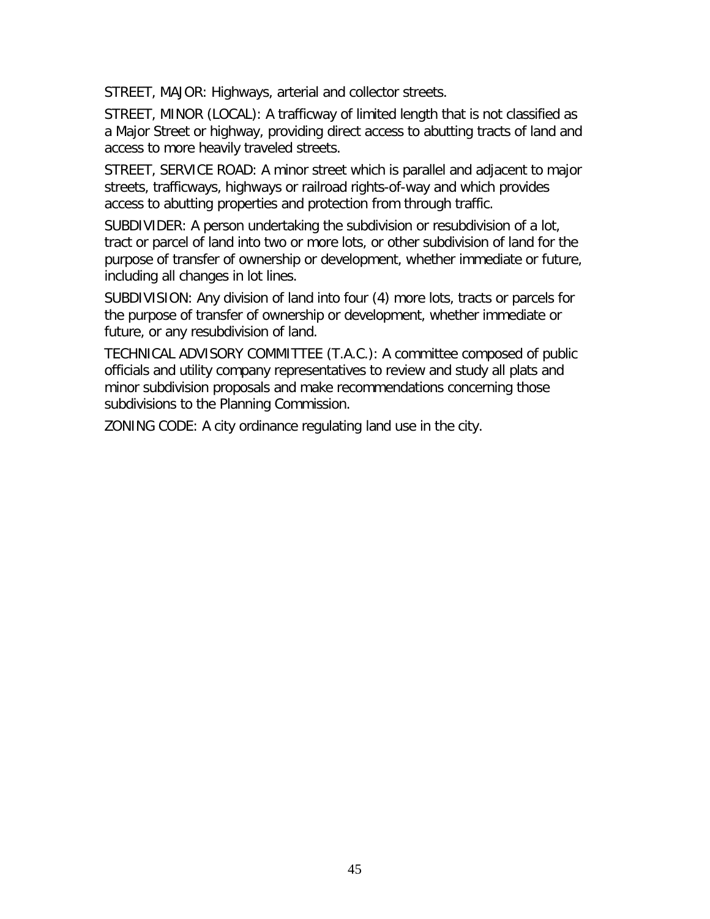STREET, MAJOR: Highways, arterial and collector streets.

STREET, MINOR (LOCAL): A trafficway of limited length that is not classified as a Major Street or highway, providing direct access to abutting tracts of land and access to more heavily traveled streets.

STREET, SERVICE ROAD: A minor street which is parallel and adjacent to major streets, trafficways, highways or railroad rights-of-way and which provides access to abutting properties and protection from through traffic.

SUBDIVIDER: A person undertaking the subdivision or resubdivision of a lot, tract or parcel of land into two or more lots, or other subdivision of land for the purpose of transfer of ownership or development, whether immediate or future, including all changes in lot lines.

SUBDIVISION: Any division of land into four (4) more lots, tracts or parcels for the purpose of transfer of ownership or development, whether immediate or future, or any resubdivision of land.

TECHNICAL ADVISORY COMMITTEE (T.A.C.): A committee composed of public officials and utility company representatives to review and study all plats and minor subdivision proposals and make recommendations concerning those subdivisions to the Planning Commission.

ZONING CODE: A city ordinance regulating land use in the city.